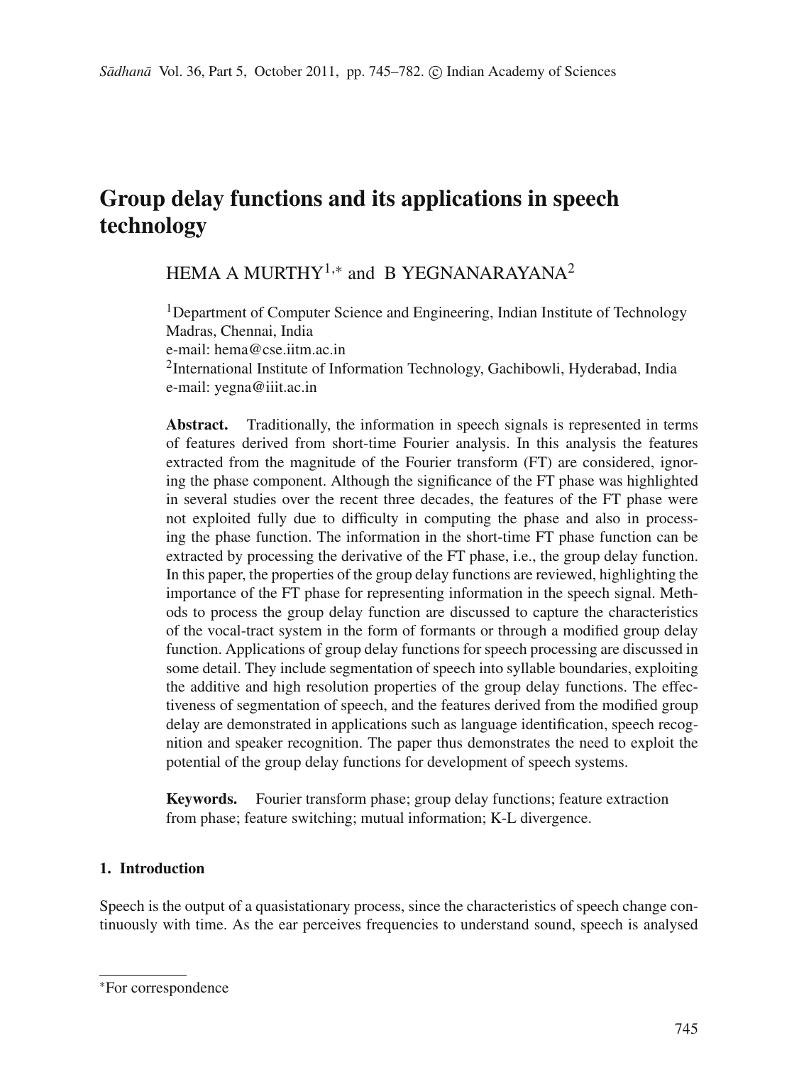# Group delay functions and its applications in speech technology

HEMA A MURTHY[1,*] and B YEGNANARAYANA[2]

[1]Department of Computer Science and Engineering, Indian Institute of Technology Madras, Chennai, India
e-mail: hema@cse.iitm.ac.in
[2]International Institute of Information Technology, Gachibowli, Hyderabad, India
e-mail: yegna@iiit.ac.in

**Abstract.** Traditionally, the information in speech signals is represented in terms of features derived from short-time Fourier analysis. In this analysis the features extracted from the magnitude of the Fourier transform (FT) are considered, ignoring the phase component. Although the significance of the FT phase was highlighted in several studies over the recent three decades, the features of the FT phase were not exploited fully due to difficulty in computing the phase and also in processing the phase function. The information in the short-time FT phase function can be extracted by processing the derivative of the FT phase, i.e., the group delay function. In this paper, the properties of the group delay functions are reviewed, highlighting the importance of the FT phase for representing information in the speech signal. Methods to process the group delay function are discussed to capture the characteristics of the vocal-tract system in the form of formants or through a modified group delay function. Applications of group delay functions for speech processing are discussed in some detail. They include segmentation of speech into syllable boundaries, exploiting the additive and high resolution properties of the group delay functions. The effectiveness of segmentation of speech, and the features derived from the modified group delay are demonstrated in applications such as language identification, speech recognition and speaker recognition. The paper thus demonstrates the need to exploit the potential of the group delay functions for development of speech systems.

**Keywords.** Fourier transform phase; group delay functions; feature extraction from phase; feature switching; mutual information; K-L divergence.

## 1. Introduction

Speech is the output of a quasistationary process, since the characteristics of speech change continuously with time. As the ear perceives frequencies to understand sound, speech is analysed

*For correspondence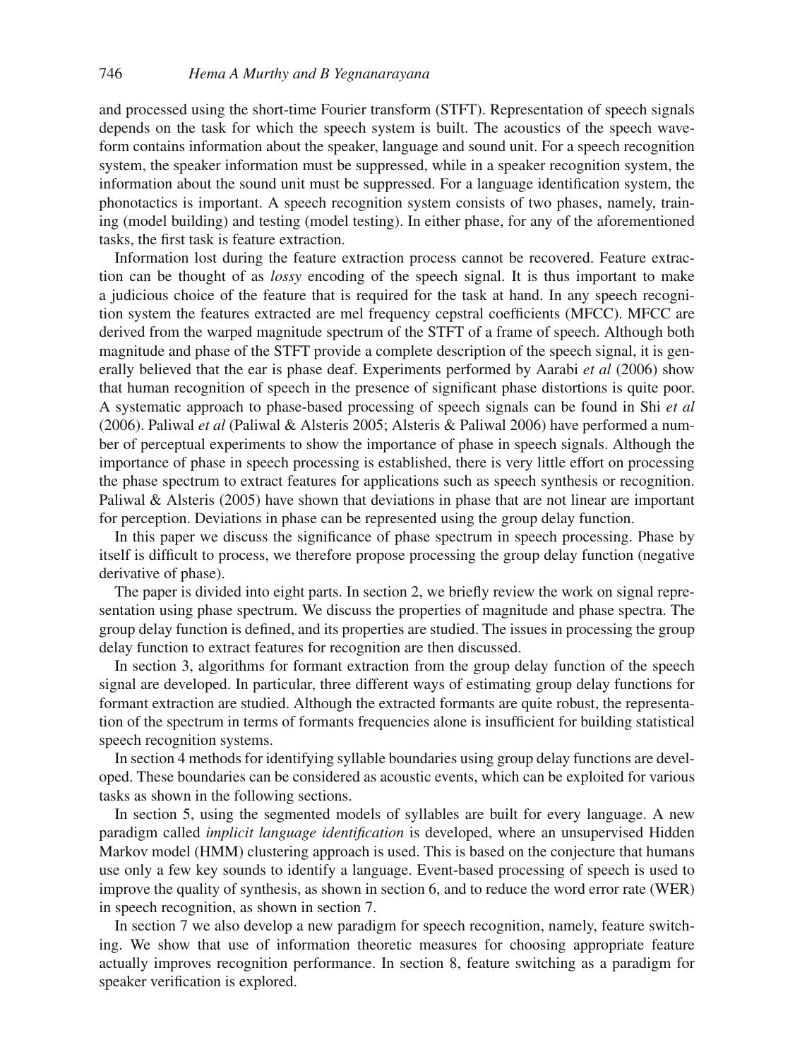and processed using the short-time Fourier transform (STFT). Representation of speech signals depends on the task for which the speech system is built. The acoustics of the speech waveform contains information about the speaker, language and sound unit. For a speech recognition system, the speaker information must be suppressed, while in a speaker recognition system, the information about the sound unit must be suppressed. For a language identification system, the phonotactics is important. A speech recognition system consists of two phases, namely, training (model building) and testing (model testing). In either phase, for any of the aforementioned tasks, the first task is feature extraction.

Information lost during the feature extraction process cannot be recovered. Feature extraction can be thought of as *lossy* encoding of the speech signal. It is thus important to make a judicious choice of the feature that is required for the task at hand. In any speech recognition system the features extracted are mel frequency cepstral coefficients (MFCC). MFCC are derived from the warped magnitude spectrum of the STFT of a frame of speech. Although both magnitude and phase of the STFT provide a complete description of the speech signal, it is generally believed that the ear is phase deaf. Experiments performed by Aarabi *et al* (2006) show that human recognition of speech in the presence of significant phase distortions is quite poor. A systematic approach to phase-based processing of speech signals can be found in Shi *et al* (2006). Paliwal *et al* (Paliwal & Alsteris 2005; Alsteris & Paliwal 2006) have performed a number of perceptual experiments to show the importance of phase in speech signals. Although the importance of phase in speech processing is established, there is very little effort on processing the phase spectrum to extract features for applications such as speech synthesis or recognition. Paliwal & Alsteris (2005) have shown that deviations in phase that are not linear are important for perception. Deviations in phase can be represented using the group delay function.

In this paper we discuss the significance of phase spectrum in speech processing. Phase by itself is difficult to process, we therefore propose processing the group delay function (negative derivative of phase).

The paper is divided into eight parts. In section 2, we briefly review the work on signal representation using phase spectrum. We discuss the properties of magnitude and phase spectra. The group delay function is defined, and its properties are studied. The issues in processing the group delay function to extract features for recognition are then discussed.

In section 3, algorithms for formant extraction from the group delay function of the speech signal are developed. In particular, three different ways of estimating group delay functions for formant extraction are studied. Although the extracted formants are quite robust, the representation of the spectrum in terms of formants frequencies alone is insufficient for building statistical speech recognition systems.

In section 4 methods for identifying syllable boundaries using group delay functions are developed. These boundaries can be considered as acoustic events, which can be exploited for various tasks as shown in the following sections.

In section 5, using the segmented models of syllables are built for every language. A new paradigm called *implicit language identification* is developed, where an unsupervised Hidden Markov model (HMM) clustering approach is used. This is based on the conjecture that humans use only a few key sounds to identify a language. Event-based processing of speech is used to improve the quality of synthesis, as shown in section 6, and to reduce the word error rate (WER) in speech recognition, as shown in section 7.

In section 7 we also develop a new paradigm for speech recognition, namely, feature switching. We show that use of information theoretic measures for choosing appropriate feature actually improves recognition performance. In section 8, feature switching as a paradigm for speaker verification is explored.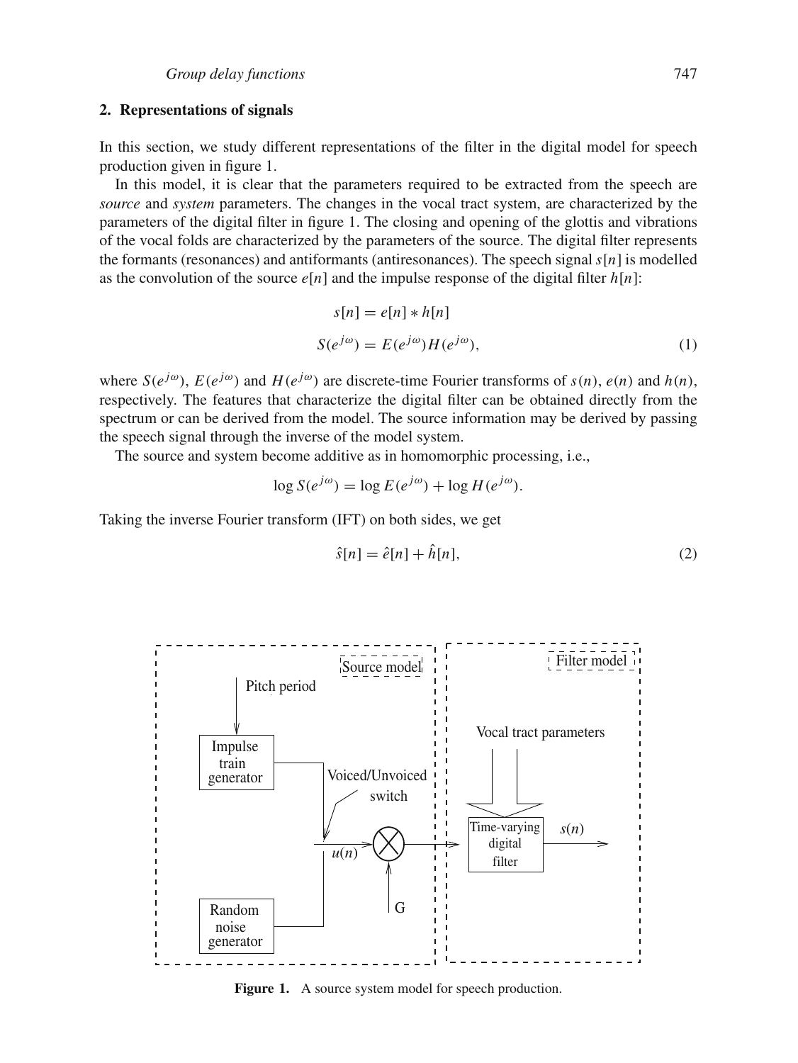## 2. Representations of signals

In this section, we study different representations of the filter in the digital model for speech production given in figure 1.

In this model, it is clear that the parameters required to be extracted from the speech are *source* and *system* parameters. The changes in the vocal tract system, are characterized by the parameters of the digital filter in figure 1. The closing and opening of the glottis and vibrations of the vocal folds are characterized by the parameters of the source. The digital filter represents the formants (resonances) and antiformants (antiresonances). The speech signal $s[n]$ is modelled as the convolution of the source $e[n]$ and the impulse response of the digital filter $h[n]$:

$$s[n] = e[n] * h[n]$$
$$S(e^{j\omega}) = E(e^{j\omega})H(e^{j\omega}), \tag{1}$$

where $S(e^{j\omega})$, $E(e^{j\omega})$ and $H(e^{j\omega})$ are discrete-time Fourier transforms of $s(n)$, $e(n)$ and $h(n)$, respectively. The features that characterize the digital filter can be obtained directly from the spectrum or can be derived from the model. The source information may be derived by passing the speech signal through the inverse of the model system.

The source and system become additive as in homomorphic processing, i.e.,

$$\log S(e^{j\omega}) = \log E(e^{j\omega}) + \log H(e^{j\omega}).$$

Taking the inverse Fourier transform (IFT) on both sides, we get

$$\hat{s}[n] = \hat{e}[n] + \hat{h}[n], \tag{2}$$

**Figure 1.** A source system model for speech production.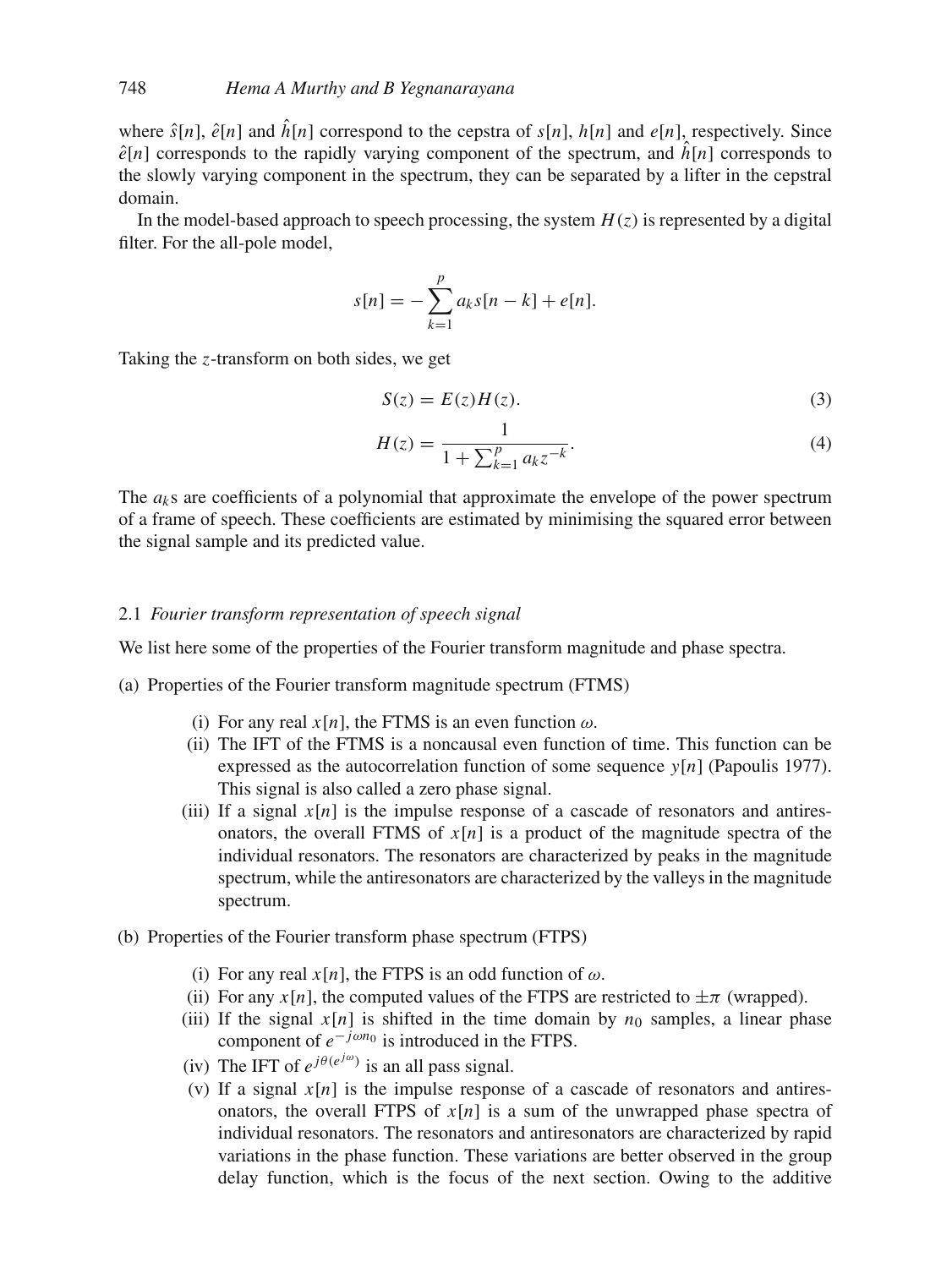where $\hat{s}[n]$, $\hat{e}[n]$ and $\hat{h}[n]$ correspond to the cepstra of $s[n]$, $h[n]$ and $e[n]$, respectively. Since $\hat{e}[n]$ corresponds to the rapidly varying component of the spectrum, and $\hat{h}[n]$ corresponds to the slowly varying component in the spectrum, they can be separated by a lifter in the cepstral domain.

In the model-based approach to speech processing, the system $H(z)$ is represented by a digital filter. For the all-pole model,

$$s[n] = -\sum_{k=1}^{p} a_k s[n-k] + e[n].$$

Taking the $z$-transform on both sides, we get

$$S(z) = E(z)H(z). \tag{3}$$

$$H(z) = \frac{1}{1 + \sum_{k=1}^{p} a_k z^{-k}}. \tag{4}$$

The $a_k$s are coefficients of a polynomial that approximate the envelope of the power spectrum of a frame of speech. These coefficients are estimated by minimising the squared error between the signal sample and its predicted value.

### 2.1 *Fourier transform representation of speech signal*

We list here some of the properties of the Fourier transform magnitude and phase spectra.

(a) Properties of the Fourier transform magnitude spectrum (FTMS)

- (i) For any real $x[n]$, the FTMS is an even function $\omega$.
- (ii) The IFT of the FTMS is a noncausal even function of time. This function can be expressed as the autocorrelation function of some sequence $y[n]$ (Papoulis 1977). This signal is also called a zero phase signal.
- (iii) If a signal $x[n]$ is the impulse response of a cascade of resonators and antiresonators, the overall FTMS of $x[n]$ is a product of the magnitude spectra of the individual resonators. The resonators are characterized by peaks in the magnitude spectrum, while the antiresonators are characterized by the valleys in the magnitude spectrum.

(b) Properties of the Fourier transform phase spectrum (FTPS)

- (i) For any real $x[n]$, the FTPS is an odd function of $\omega$.
- (ii) For any $x[n]$, the computed values of the FTPS are restricted to $\pm\pi$ (wrapped).
- (iii) If the signal $x[n]$ is shifted in the time domain by $n_0$ samples, a linear phase component of $e^{-j\omega n_0}$ is introduced in the FTPS.
- (iv) The IFT of $e^{j\theta(e^{j\omega})}$ is an all pass signal.
- (v) If a signal $x[n]$ is the impulse response of a cascade of resonators and antiresonators, the overall FTPS of $x[n]$ is a sum of the unwrapped phase spectra of individual resonators. The resonators and antiresonators are characterized by rapid variations in the phase function. These variations are better observed in the group delay function, which is the focus of the next section. Owing to the additive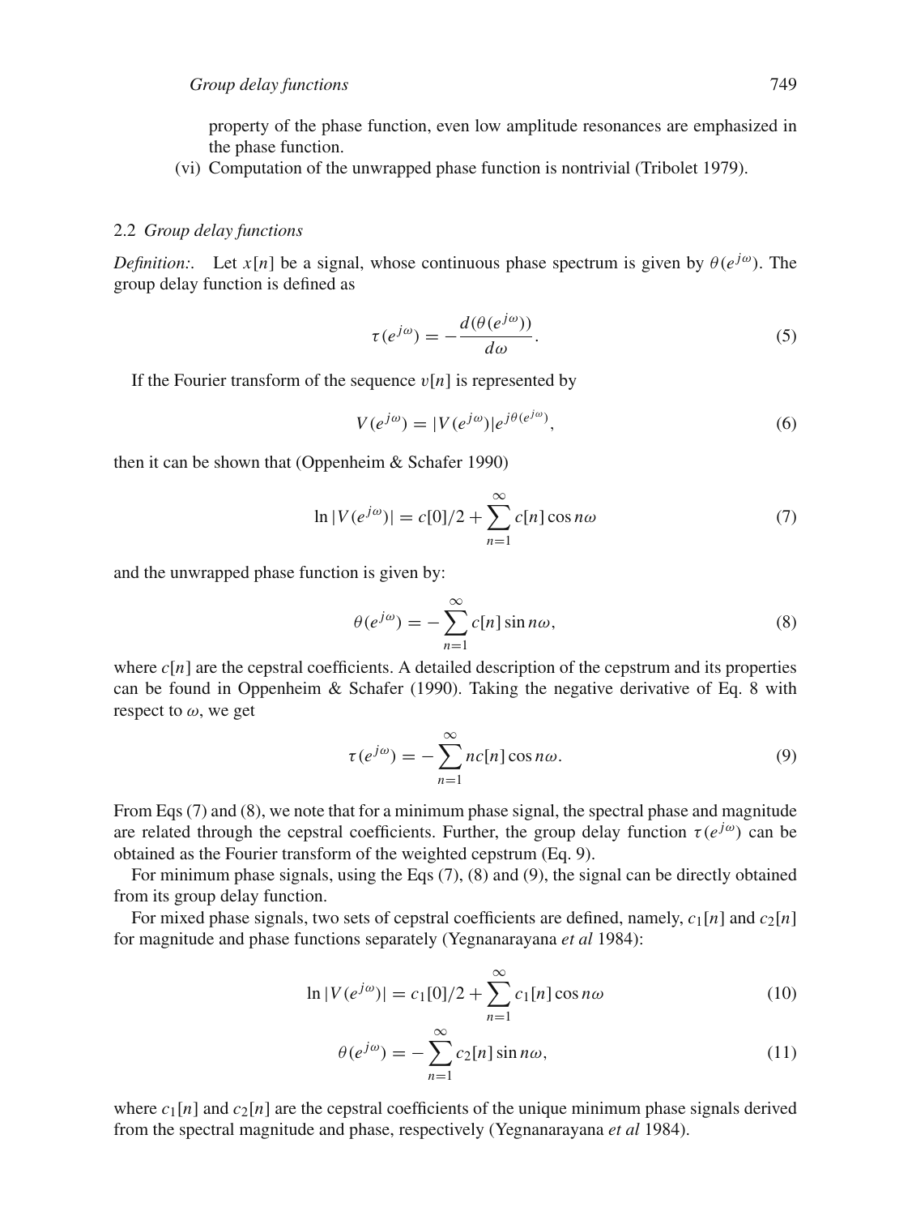property of the phase function, even low amplitude resonances are emphasized in the phase function.

(vi) Computation of the unwrapped phase function is nontrivial (Tribolet 1979).

### 2.2 *Group delay functions*

*Definition:.* Let $x[n]$ be a signal, whose continuous phase spectrum is given by $\theta(e^{j\omega})$. The group delay function is defined as

$$\tau(e^{j\omega}) = -\frac{d(\theta(e^{j\omega}))}{d\omega}. \tag{5}$$

If the Fourier transform of the sequence $v[n]$ is represented by

$$V(e^{j\omega}) = |V(e^{j\omega})|e^{j\theta(e^{j\omega})}, \tag{6}$$

then it can be shown that (Oppenheim & Schafer 1990)

$$\ln|V(e^{j\omega})| = c[0]/2 + \sum_{n=1}^{\infty} c[n]\cos n\omega \tag{7}$$

and the unwrapped phase function is given by:

$$\theta(e^{j\omega}) = -\sum_{n=1}^{\infty} c[n]\sin n\omega, \tag{8}$$

where $c[n]$ are the cepstral coefficients. A detailed description of the cepstrum and its properties can be found in Oppenheim & Schafer (1990). Taking the negative derivative of Eq. 8 with respect to $\omega$, we get

$$\tau(e^{j\omega}) = -\sum_{n=1}^{\infty} nc[n]\cos n\omega. \tag{9}$$

From Eqs (7) and (8), we note that for a minimum phase signal, the spectral phase and magnitude are related through the cepstral coefficients. Further, the group delay function $\tau(e^{j\omega})$ can be obtained as the Fourier transform of the weighted cepstrum (Eq. 9).

For minimum phase signals, using the Eqs (7), (8) and (9), the signal can be directly obtained from its group delay function.

For mixed phase signals, two sets of cepstral coefficients are defined, namely, $c_1[n]$ and $c_2[n]$ for magnitude and phase functions separately (Yegnanarayana *et al* 1984):

$$\ln|V(e^{j\omega})| = c_1[0]/2 + \sum_{n=1}^{\infty} c_1[n]\cos n\omega \tag{10}$$

$$\theta(e^{j\omega}) = -\sum_{n=1}^{\infty} c_2[n]\sin n\omega, \tag{11}$$

where $c_1[n]$ and $c_2[n]$ are the cepstral coefficients of the unique minimum phase signals derived from the spectral magnitude and phase, respectively (Yegnanarayana *et al* 1984).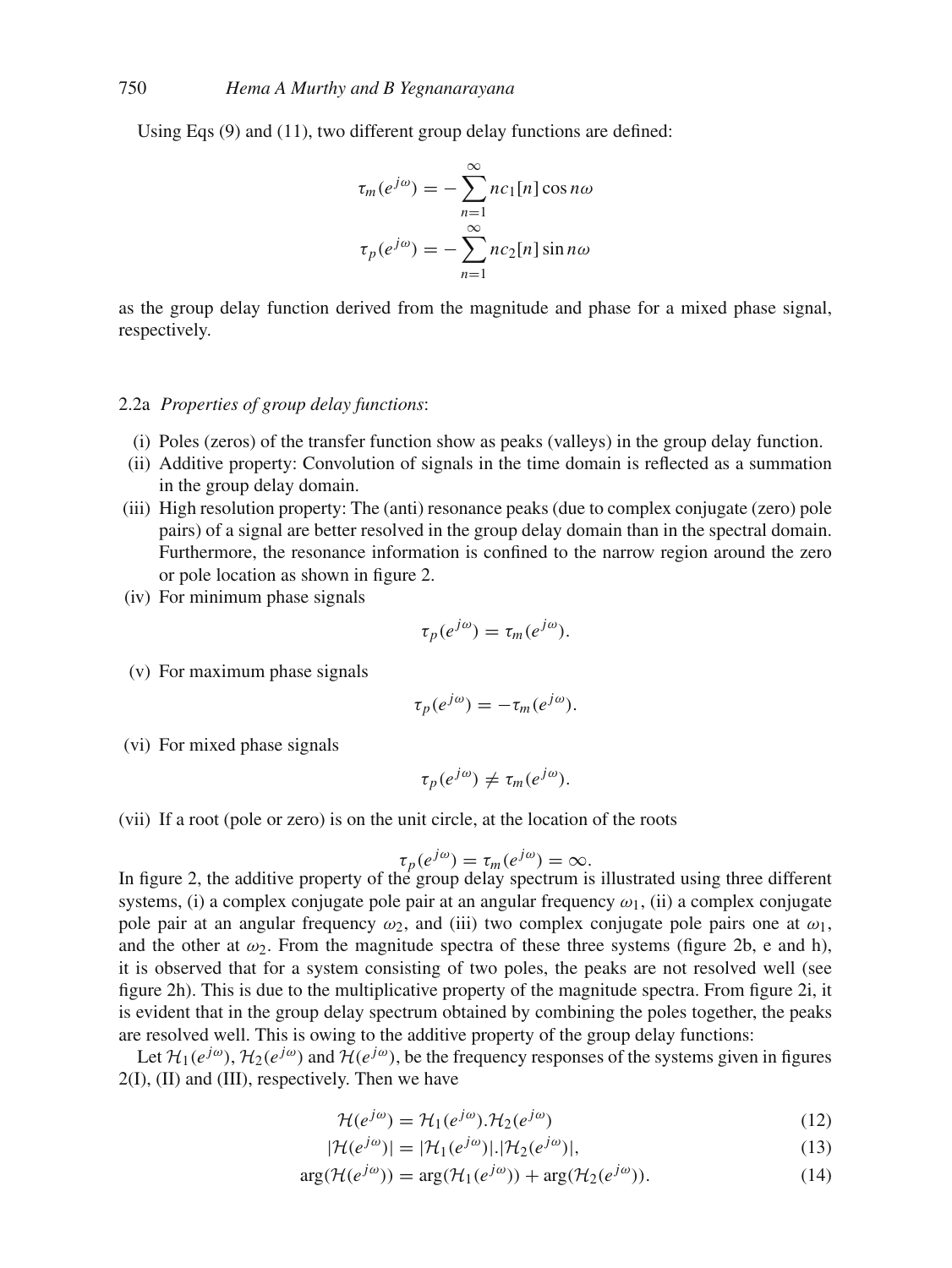Using Eqs (9) and (11), two different group delay functions are defined:

$$\tau_m(e^{j\omega}) = -\sum_{n=1}^{\infty} nc_1[n] \cos n\omega$$

$$\tau_p(e^{j\omega}) = -\sum_{n=1}^{\infty} nc_2[n] \sin n\omega$$

as the group delay function derived from the magnitude and phase for a mixed phase signal, respectively.

2.2a *Properties of group delay functions*:

(i) Poles (zeros) of the transfer function show as peaks (valleys) in the group delay function.

(ii) Additive property: Convolution of signals in the time domain is reflected as a summation in the group delay domain.

(iii) High resolution property: The (anti) resonance peaks (due to complex conjugate (zero) pole pairs) of a signal are better resolved in the group delay domain than in the spectral domain. Furthermore, the resonance information is confined to the narrow region around the zero or pole location as shown in figure 2.

(iv) For minimum phase signals

$$\tau_p(e^{j\omega}) = \tau_m(e^{j\omega}).$$

(v) For maximum phase signals

$$\tau_p(e^{j\omega}) = -\tau_m(e^{j\omega}).$$

(vi) For mixed phase signals

$$\tau_p(e^{j\omega}) \neq \tau_m(e^{j\omega}).$$

(vii) If a root (pole or zero) is on the unit circle, at the location of the roots

$$\tau_p(e^{j\omega}) = \tau_m(e^{j\omega}) = \infty.$$

In figure 2, the additive property of the group delay spectrum is illustrated using three different systems, (i) a complex conjugate pole pair at an angular frequency $\omega_1$, (ii) a complex conjugate pole pair at an angular frequency $\omega_2$, and (iii) two complex conjugate pole pairs one at $\omega_1$, and the other at $\omega_2$. From the magnitude spectra of these three systems (figure 2b, e and h), it is observed that for a system consisting of two poles, the peaks are not resolved well (see figure 2h). This is due to the multiplicative property of the magnitude spectra. From figure 2i, it is evident that in the group delay spectrum obtained by combining the poles together, the peaks are resolved well. This is owing to the additive property of the group delay functions:

Let $\mathcal{H}_1(e^{j\omega})$, $\mathcal{H}_2(e^{j\omega})$ and $\mathcal{H}(e^{j\omega})$, be the frequency responses of the systems given in figures 2(I), (II) and (III), respectively. Then we have

$$\mathcal{H}(e^{j\omega}) = \mathcal{H}_1(e^{j\omega}).\mathcal{H}_2(e^{j\omega}) \tag{12}$$

$$|\mathcal{H}(e^{j\omega})| = |\mathcal{H}_1(e^{j\omega})|.|\mathcal{H}_2(e^{j\omega})|, \tag{13}$$

$$\arg(\mathcal{H}(e^{j\omega})) = \arg(\mathcal{H}_1(e^{j\omega})) + \arg(\mathcal{H}_2(e^{j\omega})). \tag{14}$$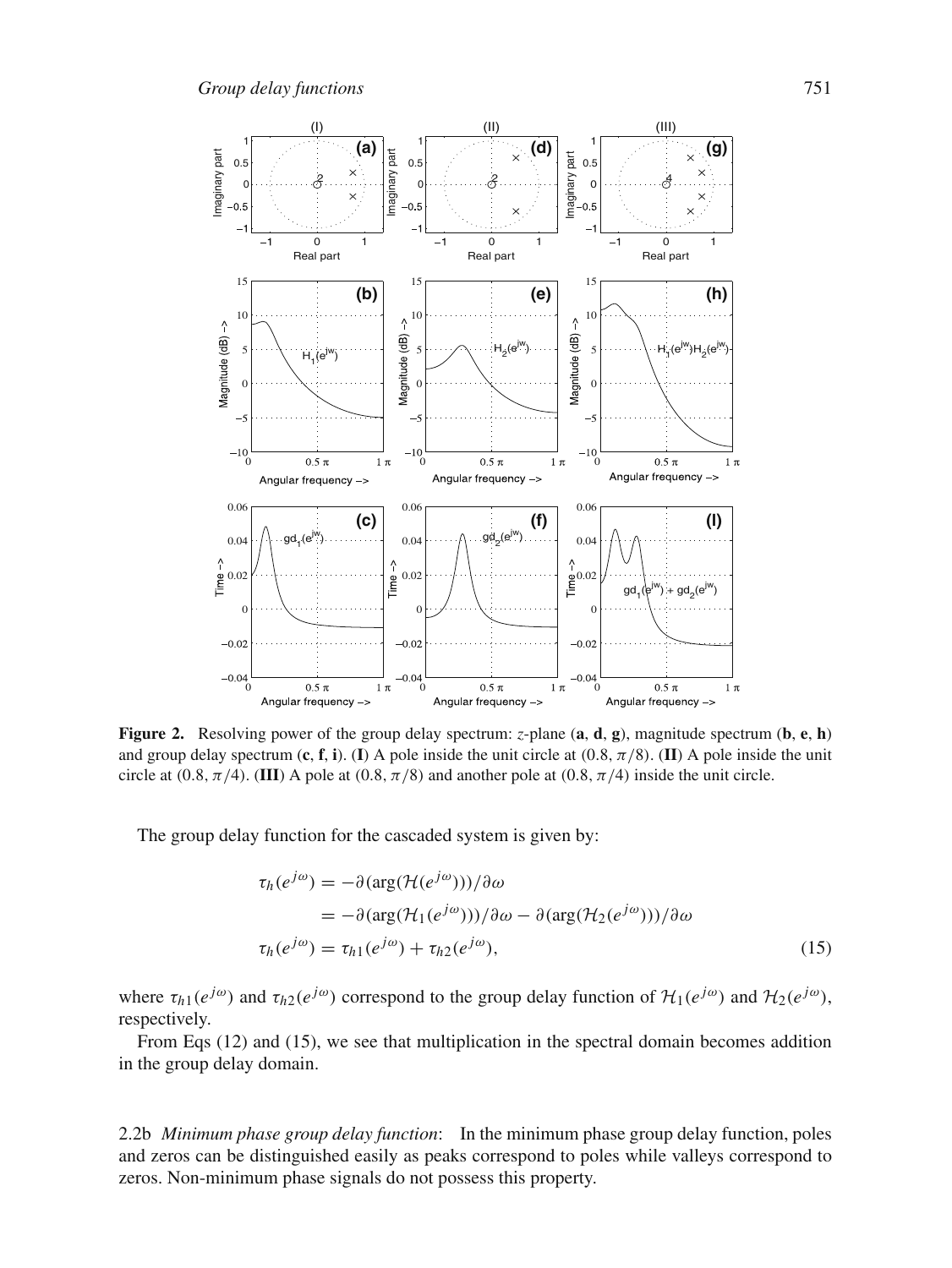**Figure 2.** Resolving power of the group delay spectrum: $z$-plane (**a**, **d**, **g**), magnitude spectrum (**b**, **e**, **h**) and group delay spectrum (**c**, **f**, **i**). (**I**) A pole inside the unit circle at $(0.8, \pi/8)$. (**II**) A pole inside the unit circle at $(0.8, \pi/4)$. (**III**) A pole at $(0.8, \pi/8)$ and another pole at $(0.8, \pi/4)$ inside the unit circle.

The group delay function for the cascaded system is given by:

$$
\begin{aligned}
\tau_h(e^{j\omega}) &= -\partial(\arg(\mathcal{H}(e^{j\omega})))/\partial\omega \\
&= -\partial(\arg(\mathcal{H}_1(e^{j\omega})))/\partial\omega - \partial(\arg(\mathcal{H}_2(e^{j\omega})))/\partial\omega \\
\tau_h(e^{j\omega}) &= \tau_{h1}(e^{j\omega}) + \tau_{h2}(e^{j\omega}),
\end{aligned}
\tag{15}
$$

where $\tau_{h1}(e^{j\omega})$ and $\tau_{h2}(e^{j\omega})$ correspond to the group delay function of $\mathcal{H}_1(e^{j\omega})$ and $\mathcal{H}_2(e^{j\omega})$, respectively.

From Eqs (12) and (15), we see that multiplication in the spectral domain becomes addition in the group delay domain.

2.2b *Minimum phase group delay function*: In the minimum phase group delay function, poles and zeros can be distinguished easily as peaks correspond to poles while valleys correspond to zeros. Non-minimum phase signals do not possess this property.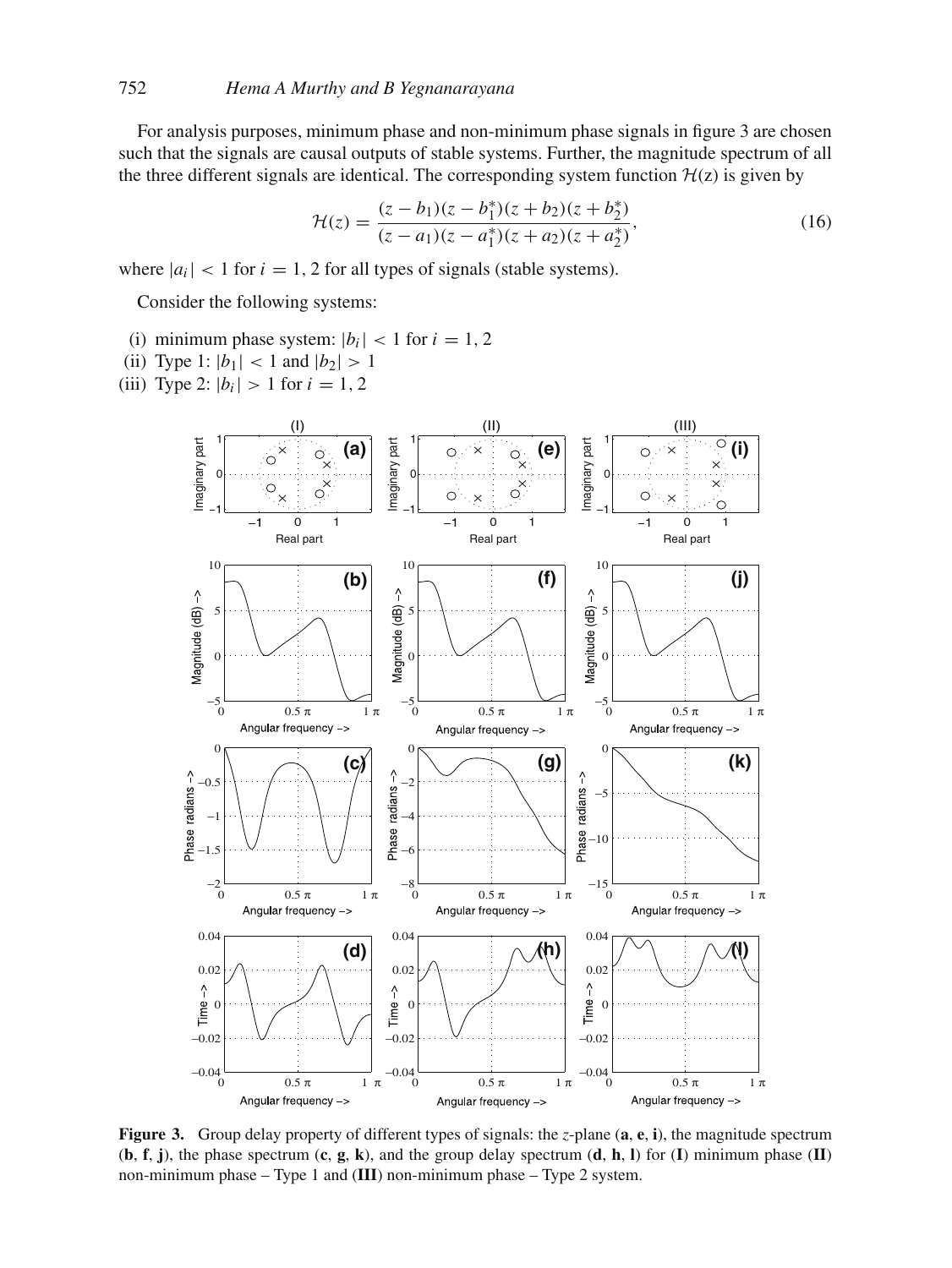For analysis purposes, minimum phase and non-minimum phase signals in figure 3 are chosen such that the signals are causal outputs of stable systems. Further, the magnitude spectrum of all the three different signals are identical. The corresponding system function $\mathcal{H}(z)$ is given by

$$\mathcal{H}(z) = \frac{(z - b_1)(z - b_1^*)(z + b_2)(z + b_2^*)}{(z - a_1)(z - a_1^*)(z + a_2)(z + a_2^*)}, \tag{16}$$

where $|a_i| < 1$ for $i = 1, 2$ for all types of signals (stable systems).

Consider the following systems:

(i) minimum phase system: $|b_i| < 1$ for $i = 1, 2$

(ii) Type 1: $|b_1| < 1$ and $|b_2| > 1$

(iii) Type 2: $|b_i| > 1$ for $i = 1, 2$

**Figure 3.** Group delay property of different types of signals: the $z$-plane (**a**, **e**, **i**), the magnitude spectrum (**b**, **f**, **j**), the phase spectrum (**c**, **g**, **k**), and the group delay spectrum (**d**, **h**, **l**) for (**I**) minimum phase (**II**) non-minimum phase – Type 1 and (**III**) non-minimum phase – Type 2 system.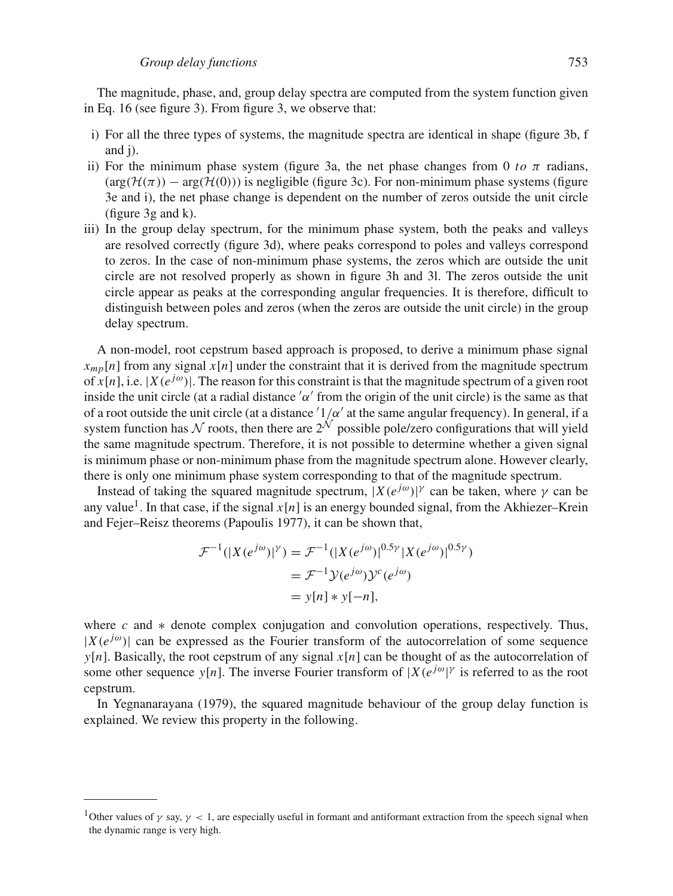The magnitude, phase, and, group delay spectra are computed from the system function given in Eq. 16 (see figure 3). From figure 3, we observe that:

i) For all the three types of systems, the magnitude spectra are identical in shape (figure 3b, f and j).
ii) For the minimum phase system (figure 3a, the net phase changes from 0 *to* $\pi$ radians, $(\arg(\mathcal{H}(\pi)) - \arg(\mathcal{H}(0)))$ is negligible (figure 3c). For non-minimum phase systems (figure 3e and i), the net phase change is dependent on the number of zeros outside the unit circle (figure 3g and k).
iii) In the group delay spectrum, for the minimum phase system, both the peaks and valleys are resolved correctly (figure 3d), where peaks correspond to poles and valleys correspond to zeros. In the case of non-minimum phase systems, the zeros which are outside the unit circle are not resolved properly as shown in figure 3h and 3l. The zeros outside the unit circle appear as peaks at the corresponding angular frequencies. It is therefore, difficult to distinguish between poles and zeros (when the zeros are outside the unit circle) in the group delay spectrum.

A non-model, root cepstrum based approach is proposed, to derive a minimum phase signal $x_{mp}[n]$ from any signal $x[n]$ under the constraint that it is derived from the magnitude spectrum of $x[n]$, i.e. $|X(e^{j\omega})|$. The reason for this constraint is that the magnitude spectrum of a given root inside the unit circle (at a radial distance $'\alpha'$ from the origin of the unit circle) is the same as that of a root outside the unit circle (at a distance $'1/\alpha'$ at the same angular frequency). In general, if a system function has $\mathcal{N}$ roots, then there are $2^{\mathcal{N}}$ possible pole/zero configurations that will yield the same magnitude spectrum. Therefore, it is not possible to determine whether a given signal is minimum phase or non-minimum phase from the magnitude spectrum alone. However clearly, there is only one minimum phase system corresponding to that of the magnitude spectrum.

Instead of taking the squared magnitude spectrum, $|X(e^{j\omega})|^{\gamma}$ can be taken, where $\gamma$ can be any value[1]. In that case, if the signal $x[n]$ is an energy bounded signal, from the Akhiezer–Krein and Fejer–Reisz theorems (Papoulis 1977), it can be shown that,

$$
\begin{aligned}
\mathcal{F}^{-1}(|X(e^{j\omega})|^{\gamma}) &= \mathcal{F}^{-1}(|X(e^{j\omega})|^{0.5\gamma}|X(e^{j\omega})|^{0.5\gamma}) \\
&= \mathcal{F}^{-1}\mathcal{Y}(e^{j\omega})\mathcal{Y}^{c}(e^{j\omega}) \\
&= y[n] * y[-n],
\end{aligned}
$$

where $c$ and $*$ denote complex conjugation and convolution operations, respectively. Thus, $|X(e^{j\omega})|$ can be expressed as the Fourier transform of the autocorrelation of some sequence $y[n]$. Basically, the root cepstrum of any signal $x[n]$ can be thought of as the autocorrelation of some other sequence $y[n]$. The inverse Fourier transform of $|X(e^{j\omega}|^{\gamma}$ is referred to as the root cepstrum.

In Yegnanarayana (1979), the squared magnitude behaviour of the group delay function is explained. We review this property in the following.

[1]Other values of $\gamma$ say, $\gamma < 1$, are especially useful in formant and antiformant extraction from the speech signal when the dynamic range is very high.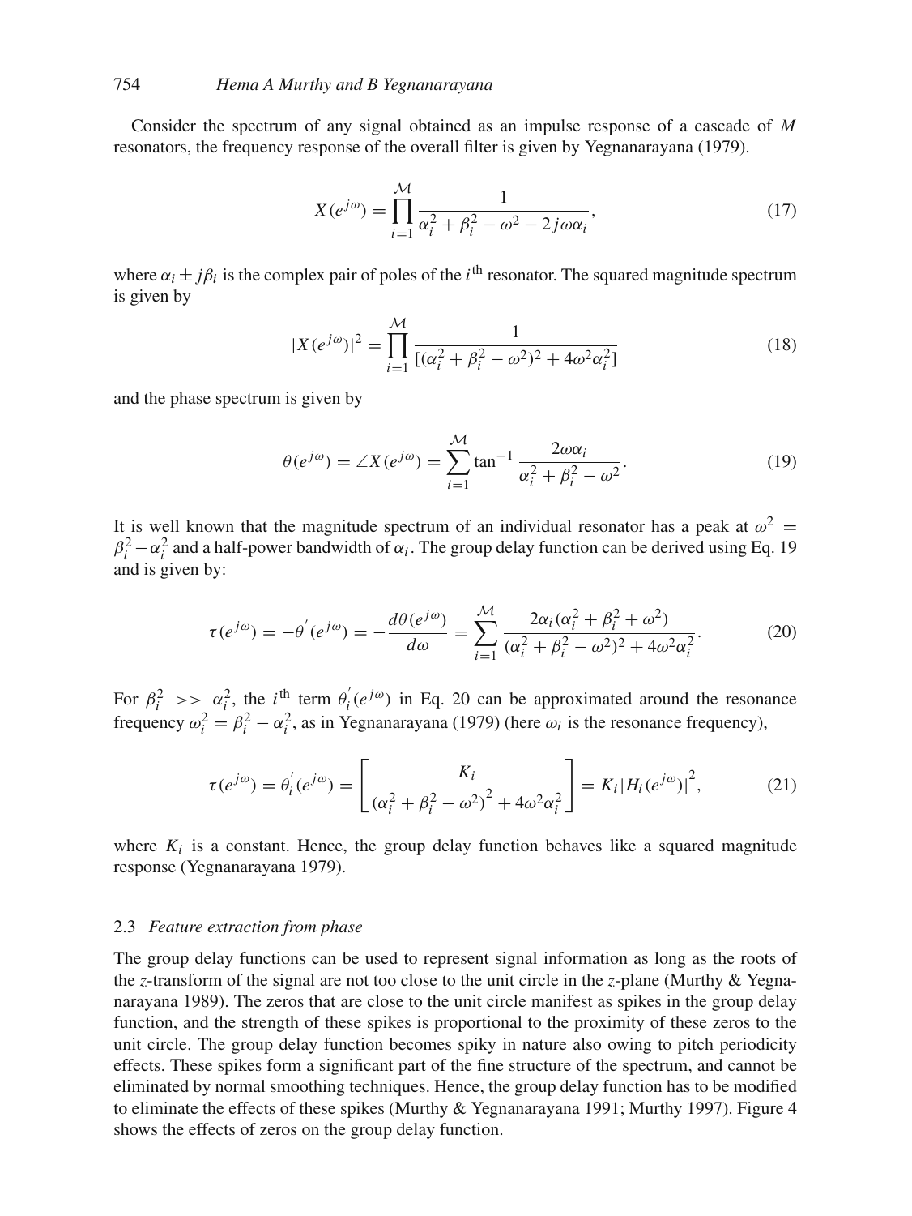Consider the spectrum of any signal obtained as an impulse response of a cascade of $M$ resonators, the frequency response of the overall filter is given by Yegnanarayana (1979).

$$X(e^{j\omega}) = \prod_{i=1}^{\mathcal{M}} \frac{1}{\alpha_i^2 + \beta_i^2 - \omega^2 - 2j\omega\alpha_i}, \tag{17}$$

where $\alpha_i \pm j\beta_i$ is the complex pair of poles of the $i^{\text{th}}$ resonator. The squared magnitude spectrum is given by

$$|X(e^{j\omega})|^2 = \prod_{i=1}^{\mathcal{M}} \frac{1}{[(\alpha_i^2 + \beta_i^2 - \omega^2)^2 + 4\omega^2\alpha_i^2]} \tag{18}$$

and the phase spectrum is given by

$$\theta(e^{j\omega}) = \angle X(e^{j\omega}) = \sum_{i=1}^{\mathcal{M}} \tan^{-1} \frac{2\omega\alpha_i}{\alpha_i^2 + \beta_i^2 - \omega^2}. \tag{19}$$

It is well known that the magnitude spectrum of an individual resonator has a peak at $\omega^2 = \beta_i^2 - \alpha_i^2$ and a half-power bandwidth of $\alpha_i$. The group delay function can be derived using Eq. 19 and is given by:

$$\tau(e^{j\omega}) = -\theta'(e^{j\omega}) = -\frac{d\theta(e^{j\omega})}{d\omega} = \sum_{i=1}^{\mathcal{M}} \frac{2\alpha_i(\alpha_i^2 + \beta_i^2 + \omega^2)}{(\alpha_i^2 + \beta_i^2 - \omega^2)^2 + 4\omega^2\alpha_i^2}. \tag{20}$$

For $\beta_i^2 >> \alpha_i^2$, the $i^{\text{th}}$ term $\theta_i'(e^{j\omega})$ in Eq. 20 can be approximated around the resonance frequency $\omega_i^2 = \beta_i^2 - \alpha_i^2$, as in Yegnanarayana (1979) (here $\omega_i$ is the resonance frequency),

$$\tau(e^{j\omega}) = \theta_i'(e^{j\omega}) = \left[ \frac{K_i}{(\alpha_i^2 + \beta_i^2 - \omega^2)^2 + 4\omega^2\alpha_i^2} \right] = K_i |H_i(e^{j\omega})|^2, \tag{21}$$

where $K_i$ is a constant. Hence, the group delay function behaves like a squared magnitude response (Yegnanarayana 1979).

### 2.3 *Feature extraction from phase*

The group delay functions can be used to represent signal information as long as the roots of the $z$-transform of the signal are not too close to the unit circle in the $z$-plane (Murthy & Yegnanarayana 1989). The zeros that are close to the unit circle manifest as spikes in the group delay function, and the strength of these spikes is proportional to the proximity of these zeros to the unit circle. The group delay function becomes spiky in nature also owing to pitch periodicity effects. These spikes form a significant part of the fine structure of the spectrum, and cannot be eliminated by normal smoothing techniques. Hence, the group delay function has to be modified to eliminate the effects of these spikes (Murthy & Yegnanarayana 1991; Murthy 1997). Figure 4 shows the effects of zeros on the group delay function.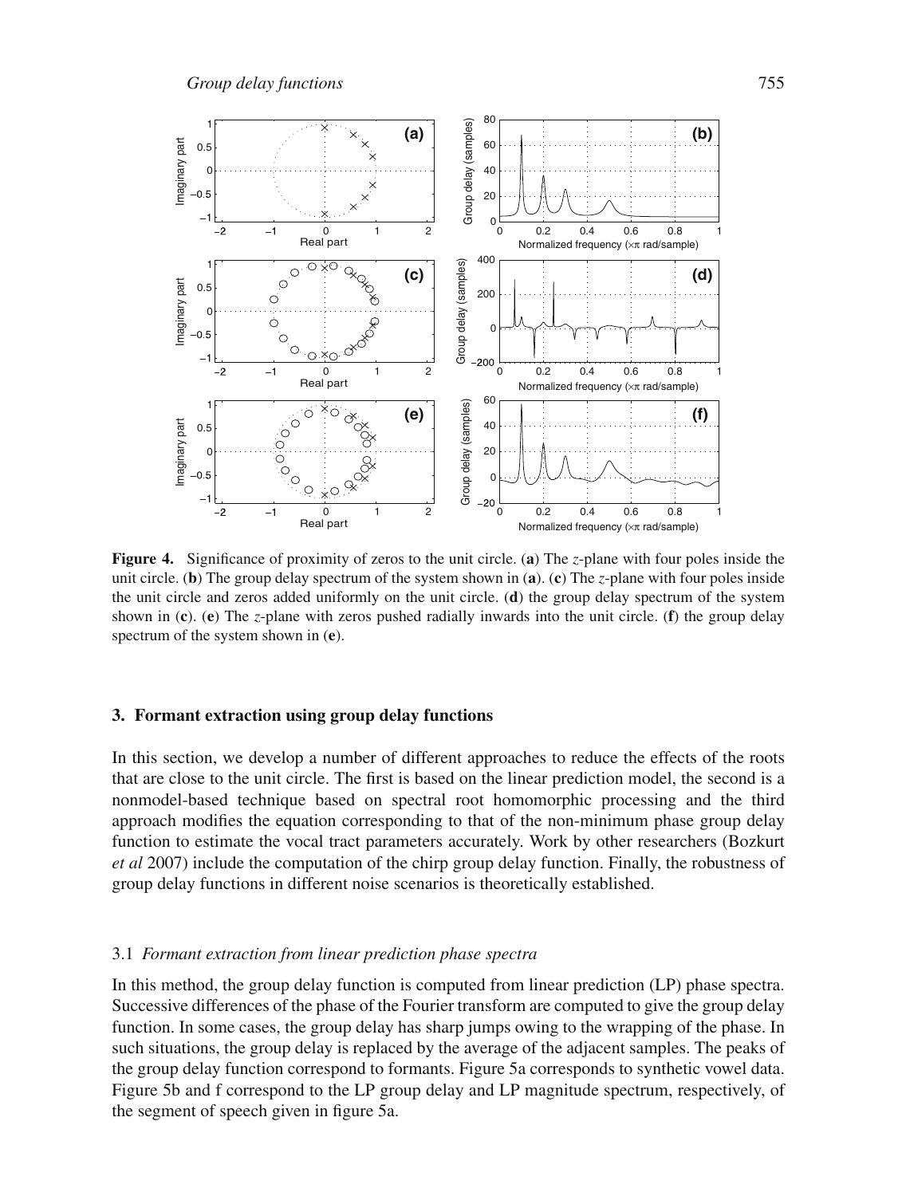**Figure 4.** Significance of proximity of zeros to the unit circle. (**a**) The *z*-plane with four poles inside the unit circle. (**b**) The group delay spectrum of the system shown in (**a**). (**c**) The *z*-plane with four poles inside the unit circle and zeros added uniformly on the unit circle. (**d**) the group delay spectrum of the system shown in (**c**). (**e**) The *z*-plane with zeros pushed radially inwards into the unit circle. (**f**) the group delay spectrum of the system shown in (**e**).

## 3. Formant extraction using group delay functions

In this section, we develop a number of different approaches to reduce the effects of the roots that are close to the unit circle. The first is based on the linear prediction model, the second is a nonmodel-based technique based on spectral root homomorphic processing and the third approach modifies the equation corresponding to that of the non-minimum phase group delay function to estimate the vocal tract parameters accurately. Work by other researchers (Bozkurt *et al* 2007) include the computation of the chirp group delay function. Finally, the robustness of group delay functions in different noise scenarios is theoretically established.

### 3.1 *Formant extraction from linear prediction phase spectra*

In this method, the group delay function is computed from linear prediction (LP) phase spectra. Successive differences of the phase of the Fourier transform are computed to give the group delay function. In some cases, the group delay has sharp jumps owing to the wrapping of the phase. In such situations, the group delay is replaced by the average of the adjacent samples. The peaks of the group delay function correspond to formants. Figure 5a corresponds to synthetic vowel data. Figure 5b and f correspond to the LP group delay and LP magnitude spectrum, respectively, of the segment of speech given in figure 5a.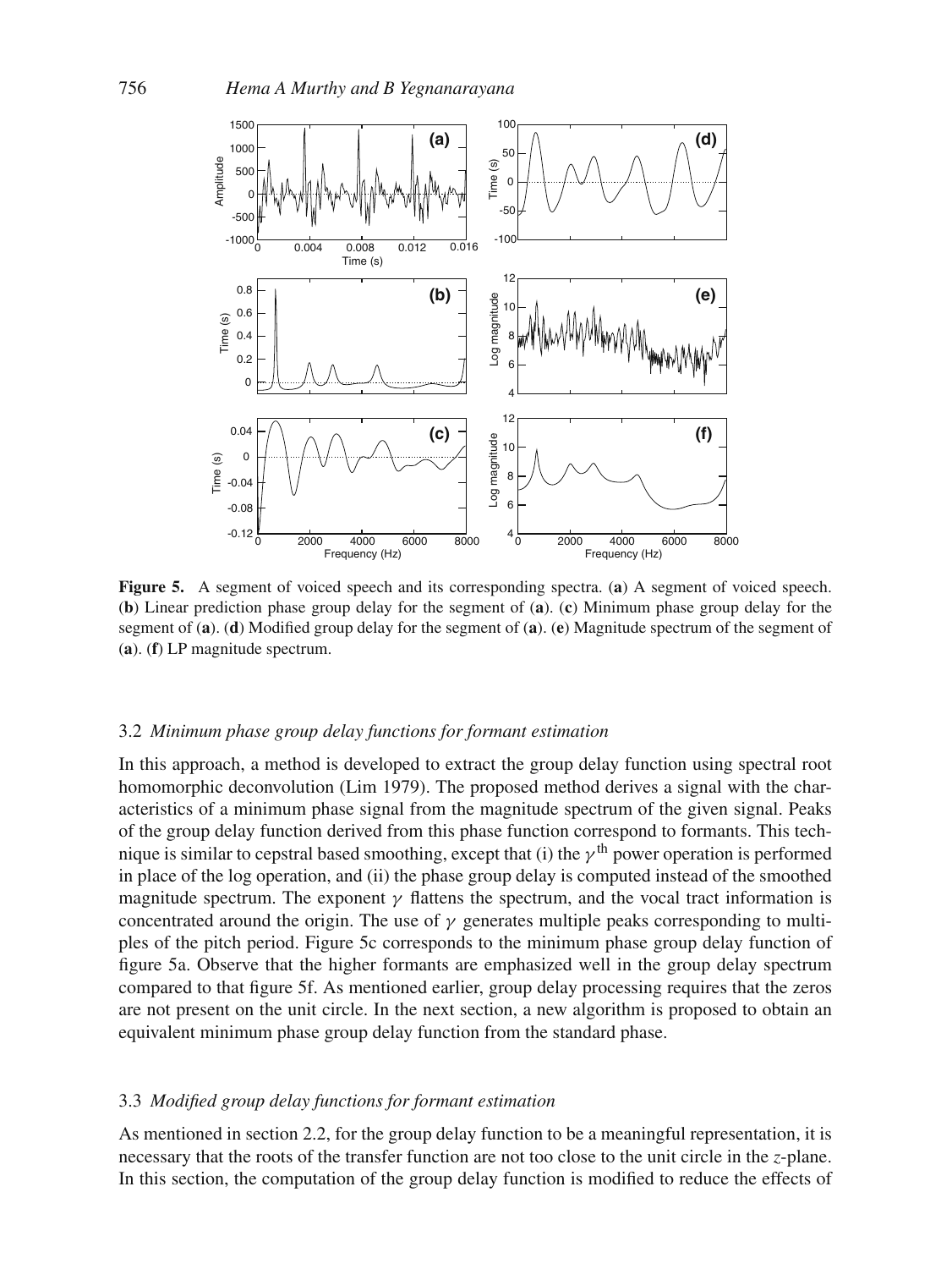**Figure 5.** A segment of voiced speech and its corresponding spectra. (**a**) A segment of voiced speech. (**b**) Linear prediction phase group delay for the segment of (**a**). (**c**) Minimum phase group delay for the segment of (**a**). (**d**) Modified group delay for the segment of (**a**). (**e**) Magnitude spectrum of the segment of (**a**). (**f**) LP magnitude spectrum.

### 3.2 *Minimum phase group delay functions for formant estimation*

In this approach, a method is developed to extract the group delay function using spectral root homomorphic deconvolution (Lim 1979). The proposed method derives a signal with the characteristics of a minimum phase signal from the magnitude spectrum of the given signal. Peaks of the group delay function derived from this phase function correspond to formants. This technique is similar to cepstral based smoothing, except that (i) the $\gamma^{\text{th}}$ power operation is performed in place of the log operation, and (ii) the phase group delay is computed instead of the smoothed magnitude spectrum. The exponent $\gamma$ flattens the spectrum, and the vocal tract information is concentrated around the origin. The use of $\gamma$ generates multiple peaks corresponding to multiples of the pitch period. Figure 5c corresponds to the minimum phase group delay function of figure 5a. Observe that the higher formants are emphasized well in the group delay spectrum compared to that figure 5f. As mentioned earlier, group delay processing requires that the zeros are not present on the unit circle. In the next section, a new algorithm is proposed to obtain an equivalent minimum phase group delay function from the standard phase.

### 3.3 *Modified group delay functions for formant estimation*

As mentioned in section 2.2, for the group delay function to be a meaningful representation, it is necessary that the roots of the transfer function are not too close to the unit circle in the $z$-plane. In this section, the computation of the group delay function is modified to reduce the effects of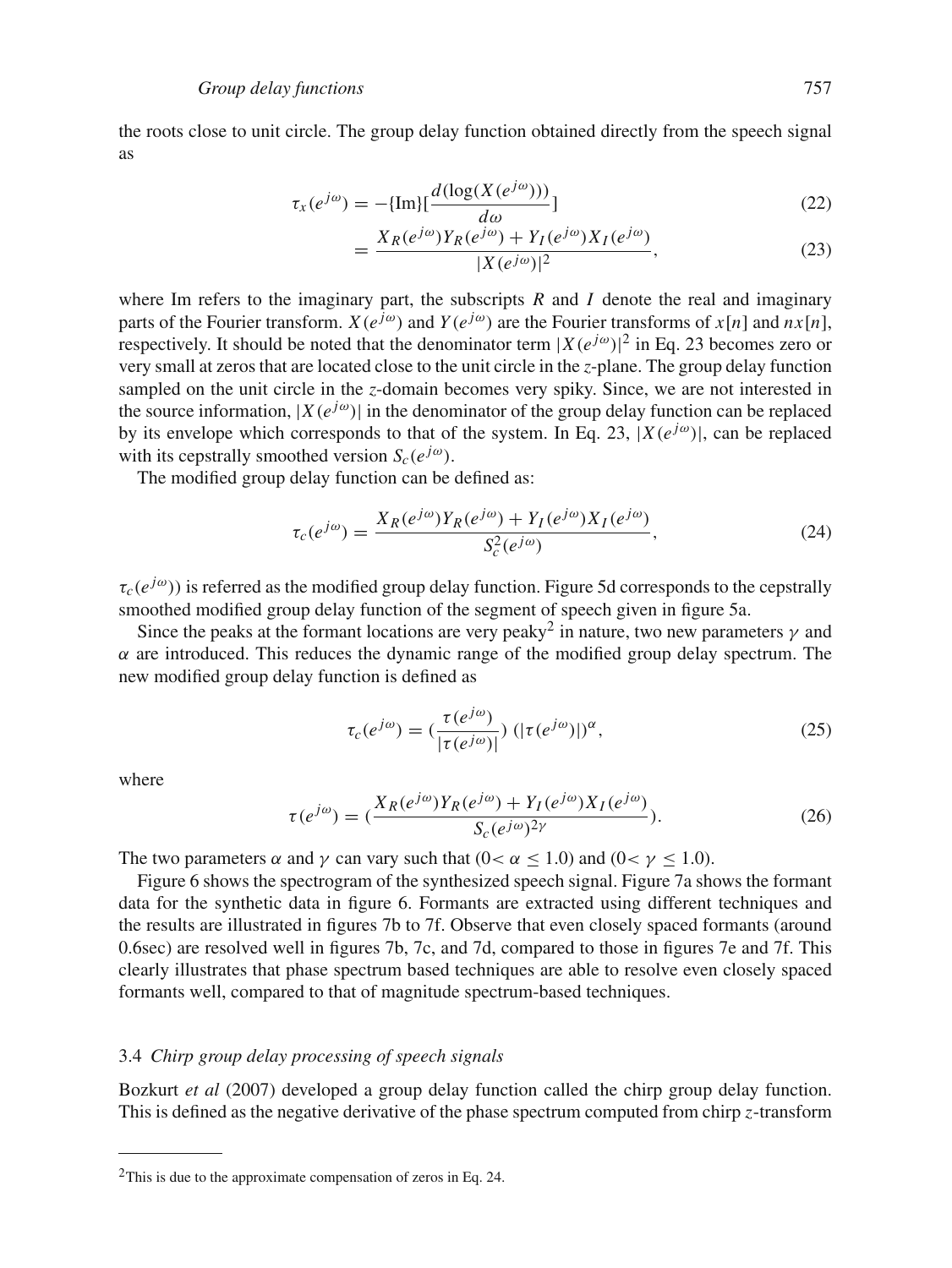the roots close to unit circle. The group delay function obtained directly from the speech signal as

$$\tau_x(e^{j\omega}) = -\{\text{Im}\}[\frac{d(\log(X(e^{j\omega})))}{d\omega}] \tag{22}$$

$$= \frac{X_R(e^{j\omega})Y_R(e^{j\omega}) + Y_I(e^{j\omega})X_I(e^{j\omega})}{|X(e^{j\omega})|^2}, \tag{23}$$

where Im refers to the imaginary part, the subscripts $R$ and $I$ denote the real and imaginary parts of the Fourier transform. $X(e^{j\omega})$ and $Y(e^{j\omega})$ are the Fourier transforms of $x[n]$ and $nx[n]$, respectively. It should be noted that the denominator term $|X(e^{j\omega})|^2$ in Eq. 23 becomes zero or very small at zeros that are located close to the unit circle in the $z$-plane. The group delay function sampled on the unit circle in the $z$-domain becomes very spiky. Since, we are not interested in the source information, $|X(e^{j\omega})|$ in the denominator of the group delay function can be replaced by its envelope which corresponds to that of the system. In Eq. 23, $|X(e^{j\omega})|$, can be replaced with its cepstrally smoothed version $S_c(e^{j\omega})$.

The modified group delay function can be defined as:

$$\tau_c(e^{j\omega}) = \frac{X_R(e^{j\omega})Y_R(e^{j\omega}) + Y_I(e^{j\omega})X_I(e^{j\omega})}{S_c^2(e^{j\omega})}, \tag{24}$$

$\tau_c(e^{j\omega}))$ is referred as the modified group delay function. Figure 5d corresponds to the cepstrally smoothed modified group delay function of the segment of speech given in figure 5a.

Since the peaks at the formant locations are very peaky[2] in nature, two new parameters $\gamma$ and $\alpha$ are introduced. This reduces the dynamic range of the modified group delay spectrum. The new modified group delay function is defined as

$$\tau_c(e^{j\omega}) = (\frac{\tau(e^{j\omega})}{|\tau(e^{j\omega})|})\ (|\tau(e^{j\omega})|)^{\alpha}, \tag{25}$$

where

$$\tau(e^{j\omega}) = (\frac{X_R(e^{j\omega})Y_R(e^{j\omega}) + Y_I(e^{j\omega})X_I(e^{j\omega})}{S_c(e^{j\omega})^{2\gamma}}). \tag{26}$$

The two parameters $\alpha$ and $\gamma$ can vary such that ($0 < \alpha \leq 1.0$) and ($0 < \gamma \leq 1.0$).

Figure 6 shows the spectrogram of the synthesized speech signal. Figure 7a shows the formant data for the synthetic data in figure 6. Formants are extracted using different techniques and the results are illustrated in figures 7b to 7f. Observe that even closely spaced formants (around 0.6sec) are resolved well in figures 7b, 7c, and 7d, compared to those in figures 7e and 7f. This clearly illustrates that phase spectrum based techniques are able to resolve even closely spaced formants well, compared to that of magnitude spectrum-based techniques.

### 3.4 *Chirp group delay processing of speech signals*

Bozkurt *et al* (2007) developed a group delay function called the chirp group delay function. This is defined as the negative derivative of the phase spectrum computed from chirp $z$-transform

---

[2] This is due to the approximate compensation of zeros in Eq. 24.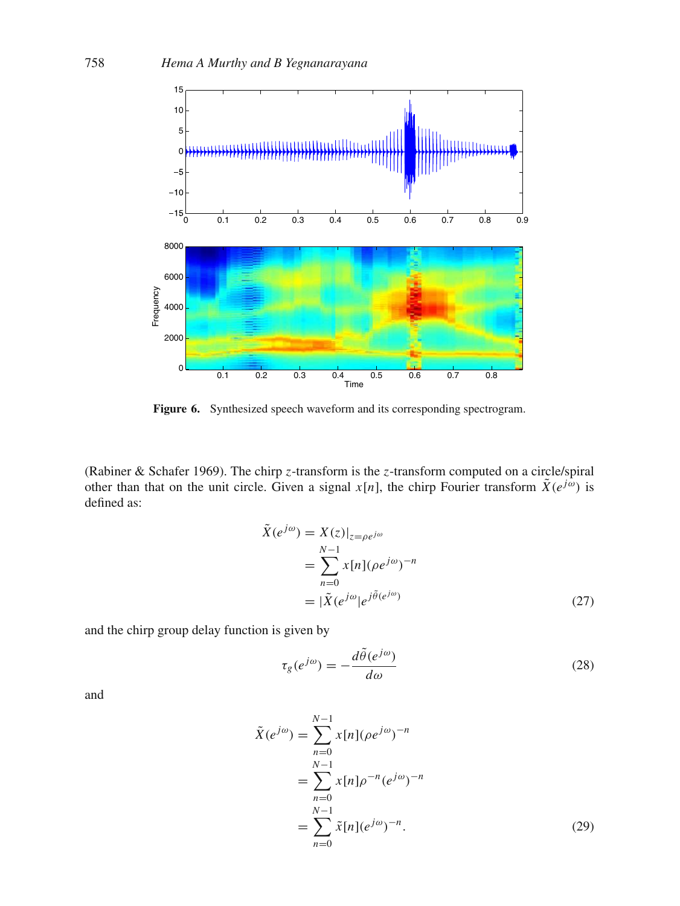**Figure 6.** Synthesized speech waveform and its corresponding spectrogram.

(Rabiner & Schafer 1969). The chirp $z$-transform is the $z$-transform computed on a circle/spiral other than that on the unit circle. Given a signal $x[n]$, the chirp Fourier transform $\tilde{X}(e^{j\omega})$ is defined as:

$$
\begin{aligned}
\tilde{X}(e^{j\omega}) &= X(z)|_{z=\rho e^{j\omega}} \\
&= \sum_{n=0}^{N-1} x[n](\rho e^{j\omega})^{-n} \\
&= |\tilde{X}(e^{j\omega}|e^{j\tilde{\theta}(e^{j\omega})}
\end{aligned}
\tag{27}
$$

and the chirp group delay function is given by

$$
\tau_g(e^{j\omega}) = -\frac{d\tilde{\theta}(e^{j\omega})}{d\omega} \tag{28}
$$

and

$$
\begin{aligned}
\tilde{X}(e^{j\omega}) &= \sum_{n=0}^{N-1} x[n](\rho e^{j\omega})^{-n} \\
&= \sum_{n=0}^{N-1} x[n]\rho^{-n}(e^{j\omega})^{-n} \\
&= \sum_{n=0}^{N-1} \tilde{x}[n](e^{j\omega})^{-n}.
\end{aligned}
\tag{29}
$$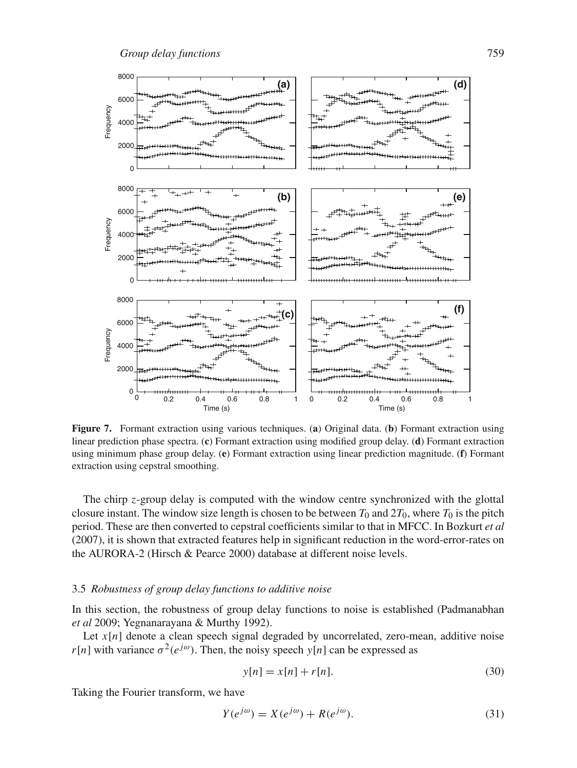**Figure 7.** Formant extraction using various techniques. (**a**) Original data. (**b**) Formant extraction using linear prediction phase spectra. (**c**) Formant extraction using modified group delay. (**d**) Formant extraction using minimum phase group delay. (**e**) Formant extraction using linear prediction magnitude. (**f**) Formant extraction using cepstral smoothing.

The chirp $z$-group delay is computed with the window centre synchronized with the glottal closure instant. The window size length is chosen to be between $T_0$ and $2T_0$, where $T_0$ is the pitch period. These are then converted to cepstral coefficients similar to that in MFCC. In Bozkurt *et al* (2007), it is shown that extracted features help in significant reduction in the word-error-rates on the AURORA-2 (Hirsch & Pearce 2000) database at different noise levels.

### 3.5 *Robustness of group delay functions to additive noise*

In this section, the robustness of group delay functions to noise is established (Padmanabhan *et al* 2009; Yegnanarayana & Murthy 1992).

Let $x[n]$ denote a clean speech signal degraded by uncorrelated, zero-mean, additive noise $r[n]$ with variance $\sigma^2(e^{j\omega})$. Then, the noisy speech $y[n]$ can be expressed as

$$y[n] = x[n] + r[n]. \tag{30}$$

Taking the Fourier transform, we have

$$Y(e^{j\omega}) = X(e^{j\omega}) + R(e^{j\omega}). \tag{31}$$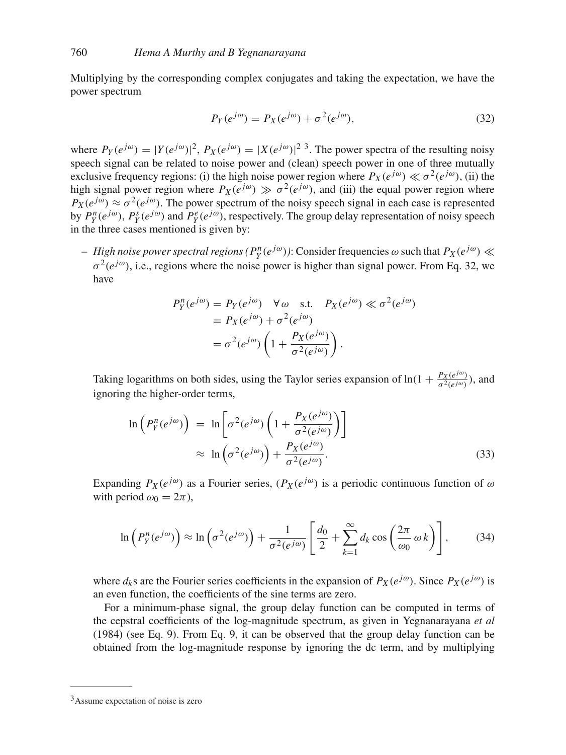Multiplying by the corresponding complex conjugates and taking the expectation, we have the power spectrum

$$P_Y(e^{j\omega}) = P_X(e^{j\omega}) + \sigma^2(e^{j\omega}), \tag{32}$$

where $P_Y(e^{j\omega}) = |Y(e^{j\omega})|^2$, $P_X(e^{j\omega}) = |X(e^{j\omega})|^2$ [3]. The power spectra of the resulting noisy speech signal can be related to noise power and (clean) speech power in one of three mutually exclusive frequency regions: (i) the high noise power region where $P_X(e^{j\omega}) \ll \sigma^2(e^{j\omega})$, (ii) the high signal power region where $P_X(e^{j\omega}) \gg \sigma^2(e^{j\omega})$, and (iii) the equal power region where $P_X(e^{j\omega}) \approx \sigma^2(e^{j\omega})$. The power spectrum of the noisy speech signal in each case is represented by $P_Y^n(e^{j\omega})$, $P_Y^s(e^{j\omega})$ and $P_Y^e(e^{j\omega})$, respectively. The group delay representation of noisy speech in the three cases mentioned is given by:

– *High noise power spectral regions ($P_Y^n(e^{j\omega})$)*: Consider frequencies $\omega$ such that $P_X(e^{j\omega}) \ll \sigma^2(e^{j\omega})$, i.e., regions where the noise power is higher than signal power. From Eq. 32, we have

$$\begin{aligned}
P_Y^n(e^{j\omega}) &= P_Y(e^{j\omega}) \quad \forall\, \omega \quad \text{s.t.} \quad P_X(e^{j\omega}) \ll \sigma^2(e^{j\omega}) \\
&= P_X(e^{j\omega}) + \sigma^2(e^{j\omega}) \\
&= \sigma^2(e^{j\omega}) \left(1 + \frac{P_X(e^{j\omega})}{\sigma^2(e^{j\omega})}\right).
\end{aligned}$$

Taking logarithms on both sides, using the Taylor series expansion of $\ln(1 + \frac{P_X(e^{j\omega})}{\sigma^2(e^{j\omega})})$, and ignoring the higher-order terms,

$$\begin{aligned}
\ln\left(P_Y^n(e^{j\omega})\right) &= \ln\left[\sigma^2(e^{j\omega})\left(1 + \frac{P_X(e^{j\omega})}{\sigma^2(e^{j\omega})}\right)\right] \\
&\approx \ln\left(\sigma^2(e^{j\omega})\right) + \frac{P_X(e^{j\omega})}{\sigma^2(e^{j\omega})}.
\end{aligned} \tag{33}$$

Expanding $P_X(e^{j\omega})$ as a Fourier series, ($P_X(e^{j\omega})$ is a periodic continuous function of $\omega$ with period $\omega_0 = 2\pi$),

$$\ln\left(P_Y^n(e^{j\omega})\right) \approx \ln\left(\sigma^2(e^{j\omega})\right) + \frac{1}{\sigma^2(e^{j\omega})}\left[\frac{d_0}{2} + \sum_{k=1}^{\infty} d_k \cos\left(\frac{2\pi}{\omega_0}\,\omega\, k\right)\right], \tag{34}$$

where $d_k$s are the Fourier series coefficients in the expansion of $P_X(e^{j\omega})$. Since $P_X(e^{j\omega})$ is an even function, the coefficients of the sine terms are zero.

For a minimum-phase signal, the group delay function can be computed in terms of the cepstral coefficients of the log-magnitude spectrum, as given in Yegnanarayana *et al* (1984) (see Eq. 9). From Eq. 9, it can be observed that the group delay function can be obtained from the log-magnitude response by ignoring the dc term, and by multiplying

[3] Assume expectation of noise is zero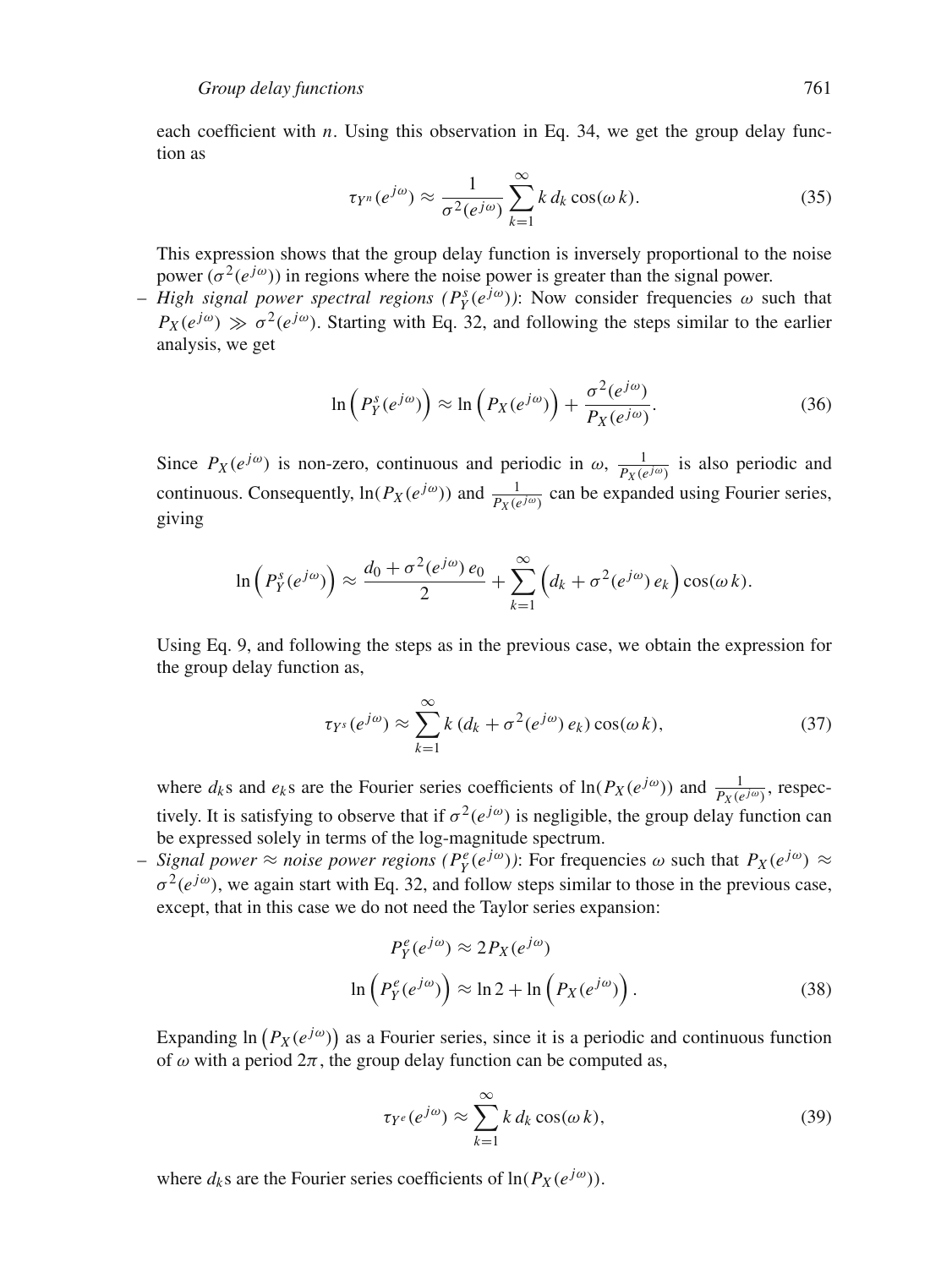each coefficient with $n$. Using this observation in Eq. 34, we get the group delay function as

$$\tau_{Y^n}(e^{j\omega}) \approx \frac{1}{\sigma^2(e^{j\omega})} \sum_{k=1}^{\infty} k\, d_k \cos(\omega\, k). \tag{35}$$

This expression shows that the group delay function is inversely proportional to the noise power ($\sigma^2(e^{j\omega})$) in regions where the noise power is greater than the signal power.

– *High signal power spectral regions ($P_Y^s(e^{j\omega})$)*: Now consider frequencies $\omega$ such that $P_X(e^{j\omega}) \gg \sigma^2(e^{j\omega})$. Starting with Eq. 32, and following the steps similar to the earlier analysis, we get

$$\ln\left(P_Y^s(e^{j\omega})\right) \approx \ln\left(P_X(e^{j\omega})\right) + \frac{\sigma^2(e^{j\omega})}{P_X(e^{j\omega})}. \tag{36}$$

Since $P_X(e^{j\omega})$ is non-zero, continuous and periodic in $\omega$, $\frac{1}{P_X(e^{j\omega})}$ is also periodic and continuous. Consequently, $\ln(P_X(e^{j\omega}))$ and $\frac{1}{P_X(e^{j\omega})}$ can be expanded using Fourier series, giving

$$\ln\left(P_Y^s(e^{j\omega})\right) \approx \frac{d_0 + \sigma^2(e^{j\omega})\, e_0}{2} + \sum_{k=1}^{\infty} \left(d_k + \sigma^2(e^{j\omega})\, e_k\right) \cos(\omega\, k).$$

Using Eq. 9, and following the steps as in the previous case, we obtain the expression for the group delay function as,

$$\tau_{Y^s}(e^{j\omega}) \approx \sum_{k=1}^{\infty} k\, (d_k + \sigma^2(e^{j\omega})\, e_k) \cos(\omega\, k), \tag{37}$$

where $d_k$s and $e_k$s are the Fourier series coefficients of $\ln(P_X(e^{j\omega}))$ and $\frac{1}{P_X(e^{j\omega})}$, respectively. It is satisfying to observe that if $\sigma^2(e^{j\omega})$ is negligible, the group delay function can be expressed solely in terms of the log-magnitude spectrum.

– *Signal power ≈ noise power regions ($P_Y^e(e^{j\omega})$)*: For frequencies $\omega$ such that $P_X(e^{j\omega}) \approx \sigma^2(e^{j\omega})$, we again start with Eq. 32, and follow steps similar to those in the previous case, except, that in this case we do not need the Taylor series expansion:

$$P_Y^e(e^{j\omega}) \approx 2P_X(e^{j\omega})$$
$$\ln\left(P_Y^e(e^{j\omega})\right) \approx \ln 2 + \ln\left(P_X(e^{j\omega})\right). \tag{38}$$

Expanding $\ln\left(P_X(e^{j\omega})\right)$ as a Fourier series, since it is a periodic and continuous function of $\omega$ with a period $2\pi$, the group delay function can be computed as,

$$\tau_{Y^e}(e^{j\omega}) \approx \sum_{k=1}^{\infty} k\, d_k \cos(\omega\, k), \tag{39}$$

where $d_k$s are the Fourier series coefficients of $\ln(P_X(e^{j\omega}))$.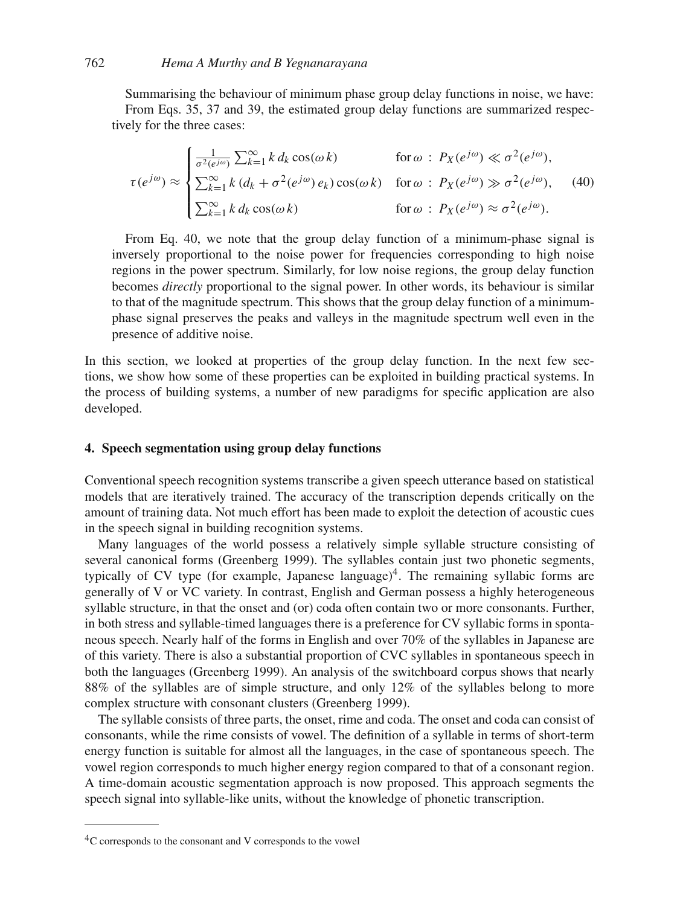Summarising the behaviour of minimum phase group delay functions in noise, we have:
From Eqs. 35, 37 and 39, the estimated group delay functions are summarized respectively for the three cases:

$$
\tau(e^{j\omega}) \approx \begin{cases} \frac{1}{\sigma^2(e^{j\omega})} \sum_{k=1}^{\infty} k\, d_k \cos(\omega\, k) & \text{for}\, \omega\ :\ P_X(e^{j\omega}) \ll \sigma^2(e^{j\omega}), \\ \sum_{k=1}^{\infty} k\, (d_k + \sigma^2(e^{j\omega})\, e_k) \cos(\omega\, k) & \text{for}\, \omega\ :\ P_X(e^{j\omega}) \gg \sigma^2(e^{j\omega}), \\ \sum_{k=1}^{\infty} k\, d_k \cos(\omega\, k) & \text{for}\, \omega\ :\ P_X(e^{j\omega}) \approx \sigma^2(e^{j\omega}). \end{cases} \tag{40}
$$

From Eq. 40, we note that the group delay function of a minimum-phase signal is inversely proportional to the noise power for frequencies corresponding to high noise regions in the power spectrum. Similarly, for low noise regions, the group delay function becomes *directly* proportional to the signal power. In other words, its behaviour is similar to that of the magnitude spectrum. This shows that the group delay function of a minimum-phase signal preserves the peaks and valleys in the magnitude spectrum well even in the presence of additive noise.

In this section, we looked at properties of the group delay function. In the next few sections, we show how some of these properties can be exploited in building practical systems. In the process of building systems, a number of new paradigms for specific application are also developed.

## 4. Speech segmentation using group delay functions

Conventional speech recognition systems transcribe a given speech utterance based on statistical models that are iteratively trained. The accuracy of the transcription depends critically on the amount of training data. Not much effort has been made to exploit the detection of acoustic cues in the speech signal in building recognition systems.

Many languages of the world possess a relatively simple syllable structure consisting of several canonical forms (Greenberg 1999). The syllables contain just two phonetic segments, typically of CV type (for example, Japanese language)[4]. The remaining syllabic forms are generally of V or VC variety. In contrast, English and German possess a highly heterogeneous syllable structure, in that the onset and (or) coda often contain two or more consonants. Further, in both stress and syllable-timed languages there is a preference for CV syllabic forms in spontaneous speech. Nearly half of the forms in English and over 70% of the syllables in Japanese are of this variety. There is also a substantial proportion of CVC syllables in spontaneous speech in both the languages (Greenberg 1999). An analysis of the switchboard corpus shows that nearly 88% of the syllables are of simple structure, and only 12% of the syllables belong to more complex structure with consonant clusters (Greenberg 1999).

The syllable consists of three parts, the onset, rime and coda. The onset and coda can consist of consonants, while the rime consists of vowel. The definition of a syllable in terms of short-term energy function is suitable for almost all the languages, in the case of spontaneous speech. The vowel region corresponds to much higher energy region compared to that of a consonant region. A time-domain acoustic segmentation approach is now proposed. This approach segments the speech signal into syllable-like units, without the knowledge of phonetic transcription.

---

[4] C corresponds to the consonant and V corresponds to the vowel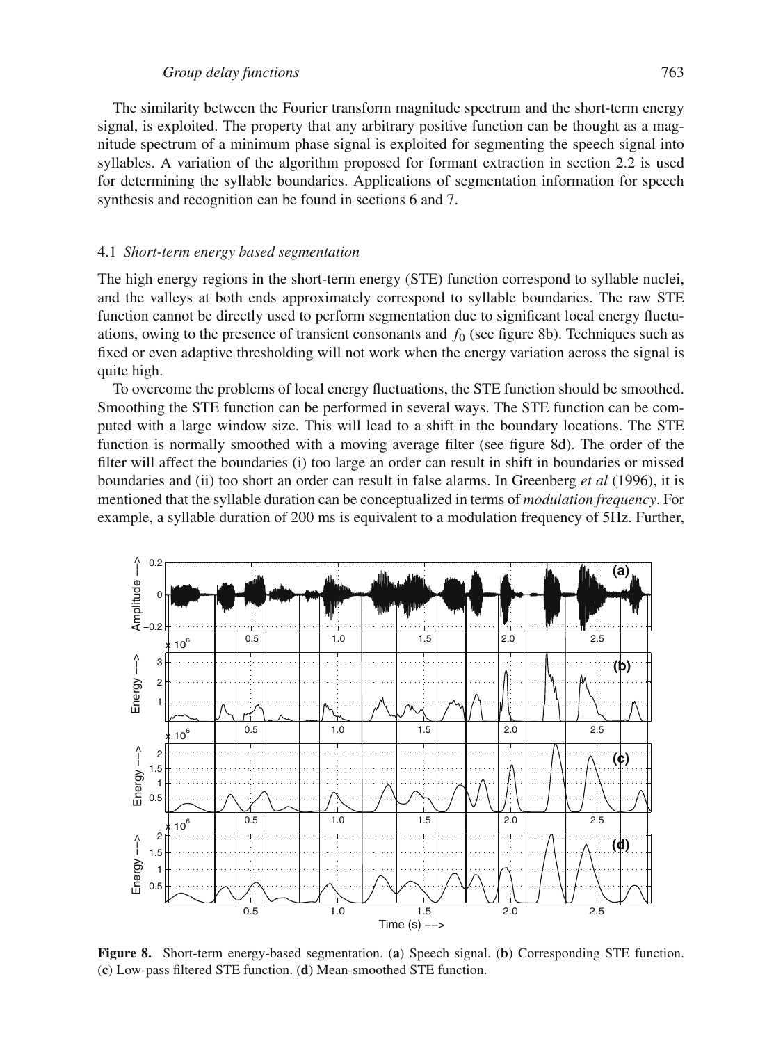The similarity between the Fourier transform magnitude spectrum and the short-term energy signal, is exploited. The property that any arbitrary positive function can be thought as a magnitude spectrum of a minimum phase signal is exploited for segmenting the speech signal into syllables. A variation of the algorithm proposed for formant extraction in section 2.2 is used for determining the syllable boundaries. Applications of segmentation information for speech synthesis and recognition can be found in sections 6 and 7.

### 4.1 *Short-term energy based segmentation*

The high energy regions in the short-term energy (STE) function correspond to syllable nuclei, and the valleys at both ends approximately correspond to syllable boundaries. The raw STE function cannot be directly used to perform segmentation due to significant local energy fluctuations, owing to the presence of transient consonants and $f_0$ (see figure 8b). Techniques such as fixed or even adaptive thresholding will not work when the energy variation across the signal is quite high.

To overcome the problems of local energy fluctuations, the STE function should be smoothed. Smoothing the STE function can be performed in several ways. The STE function can be computed with a large window size. This will lead to a shift in the boundary locations. The STE function is normally smoothed with a moving average filter (see figure 8d). The order of the filter will affect the boundaries (i) too large an order can result in shift in boundaries or missed boundaries and (ii) too short an order can result in false alarms. In Greenberg *et al* (1996), it is mentioned that the syllable duration can be conceptualized in terms of *modulation frequency*. For example, a syllable duration of 200 ms is equivalent to a modulation frequency of 5Hz. Further,

**Figure 8.** Short-term energy-based segmentation. (**a**) Speech signal. (**b**) Corresponding STE function. (**c**) Low-pass filtered STE function. (**d**) Mean-smoothed STE function.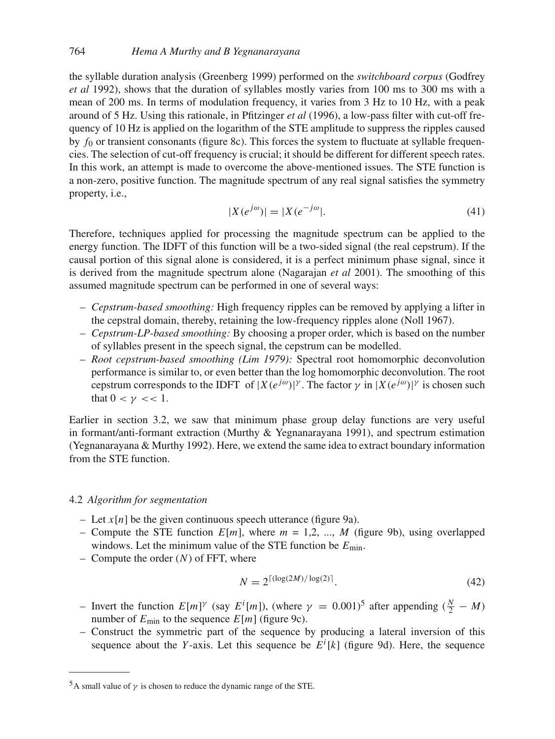the syllable duration analysis (Greenberg 1999) performed on the *switchboard corpus* (Godfrey *et al* 1992), shows that the duration of syllables mostly varies from 100 ms to 300 ms with a mean of 200 ms. In terms of modulation frequency, it varies from 3 Hz to 10 Hz, with a peak around of 5 Hz. Using this rationale, in Pfitzinger *et al* (1996), a low-pass filter with cut-off frequency of 10 Hz is applied on the logarithm of the STE amplitude to suppress the ripples caused by $f_0$ or transient consonants (figure 8c). This forces the system to fluctuate at syllable frequencies. The selection of cut-off frequency is crucial; it should be different for different speech rates. In this work, an attempt is made to overcome the above-mentioned issues. The STE function is a non-zero, positive function. The magnitude spectrum of any real signal satisfies the symmetry property, i.e.,

$$|X(e^{j\omega})| = |X(e^{-j\omega}|. \tag{41}$$

Therefore, techniques applied for processing the magnitude spectrum can be applied to the energy function. The IDFT of this function will be a two-sided signal (the real cepstrum). If the causal portion of this signal alone is considered, it is a perfect minimum phase signal, since it is derived from the magnitude spectrum alone (Nagarajan *et al* 2001). The smoothing of this assumed magnitude spectrum can be performed in one of several ways:

- *Cepstrum-based smoothing:* High frequency ripples can be removed by applying a lifter in the cepstral domain, thereby, retaining the low-frequency ripples alone (Noll 1967).
- *Cepstrum-LP-based smoothing:* By choosing a proper order, which is based on the number of syllables present in the speech signal, the cepstrum can be modelled.
- *Root cepstrum-based smoothing (Lim 1979):* Spectral root homomorphic deconvolution performance is similar to, or even better than the log homomorphic deconvolution. The root cepstrum corresponds to the IDFT of $|X(e^{j\omega})|^{\gamma}$. The factor $\gamma$ in $|X(e^{j\omega})|^{\gamma}$ is chosen such that $0 < \gamma << 1$.

Earlier in section 3.2, we saw that minimum phase group delay functions are very useful in formant/anti-formant extraction (Murthy & Yegnanarayana 1991), and spectrum estimation (Yegnanarayana & Murthy 1992). Here, we extend the same idea to extract boundary information from the STE function.

### 4.2 *Algorithm for segmentation*

- Let $x[n]$ be the given continuous speech utterance (figure 9a).
- Compute the STE function $E[m]$, where $m$ = 1,2, ..., $M$ (figure 9b), using overlapped windows. Let the minimum value of the STE function be $E_{\min}$.
- Compute the order ($N$) of FFT, where

$$N = 2^{\lceil (\log(2M)/\log(2) \rceil}. \tag{42}$$

- Invert the function $E[m]^{\gamma}$ (say $E^{i}[m]$), (where $\gamma = 0.001$)[5] after appending ($\frac{N}{2} - M$) number of $E_{\min}$ to the sequence $E[m]$ (figure 9c).
- Construct the symmetric part of the sequence by producing a lateral inversion of this sequence about the $Y$-axis. Let this sequence be $E^{i}[k]$ (figure 9d). Here, the sequence

[5]A small value of $\gamma$ is chosen to reduce the dynamic range of the STE.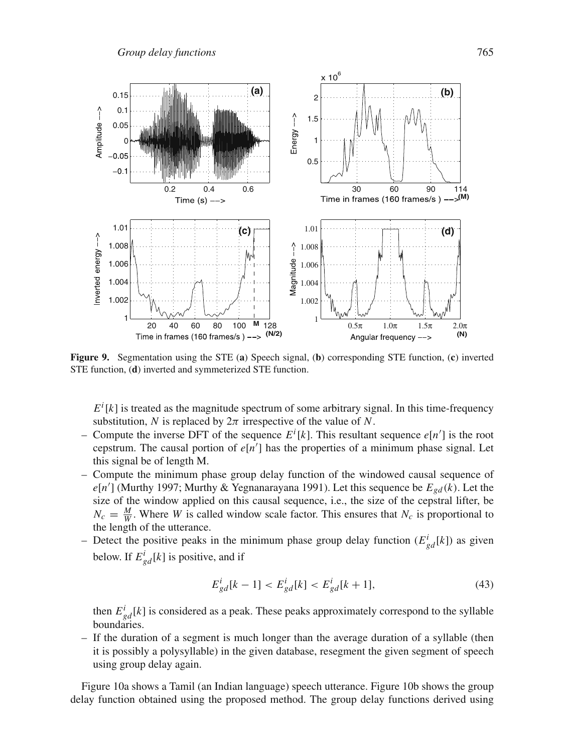**Figure 9.** Segmentation using the STE (**a**) Speech signal, (**b**) corresponding STE function, (**c**) inverted STE function, (**d**) inverted and symmeterized STE function.

$E^i[k]$ is treated as the magnitude spectrum of some arbitrary signal. In this time-frequency substitution, $N$ is replaced by $2\pi$ irrespective of the value of $N$.

- Compute the inverse DFT of the sequence $E^i[k]$. This resultant sequence $e[n']$ is the root cepstrum. The causal portion of $e[n']$ has the properties of a minimum phase signal. Let this signal be of length M.
- Compute the minimum phase group delay function of the windowed causal sequence of $e[n']$ (Murthy 1997; Murthy & Yegnanarayana 1991). Let this sequence be $E_{gd}(k)$. Let the size of the window applied on this causal sequence, i.e., the size of the cepstral lifter, be $N_c = \frac{M}{W}$. Where $W$ is called window scale factor. This ensures that $N_c$ is proportional to the length of the utterance.
- Detect the positive peaks in the minimum phase group delay function ($E^i_{gd}[k]$) as given below. If $E^i_{gd}[k]$ is positive, and if

$$E^i_{gd}[k-1] < E^i_{gd}[k] < E^i_{gd}[k+1], \tag{43}$$

  then $E^i_{gd}[k]$ is considered as a peak. These peaks approximately correspond to the syllable boundaries.
- If the duration of a segment is much longer than the average duration of a syllable (then it is possibly a polysyllable) in the given database, resegment the given segment of speech using group delay again.

Figure 10a shows a Tamil (an Indian language) speech utterance. Figure 10b shows the group delay function obtained using the proposed method. The group delay functions derived using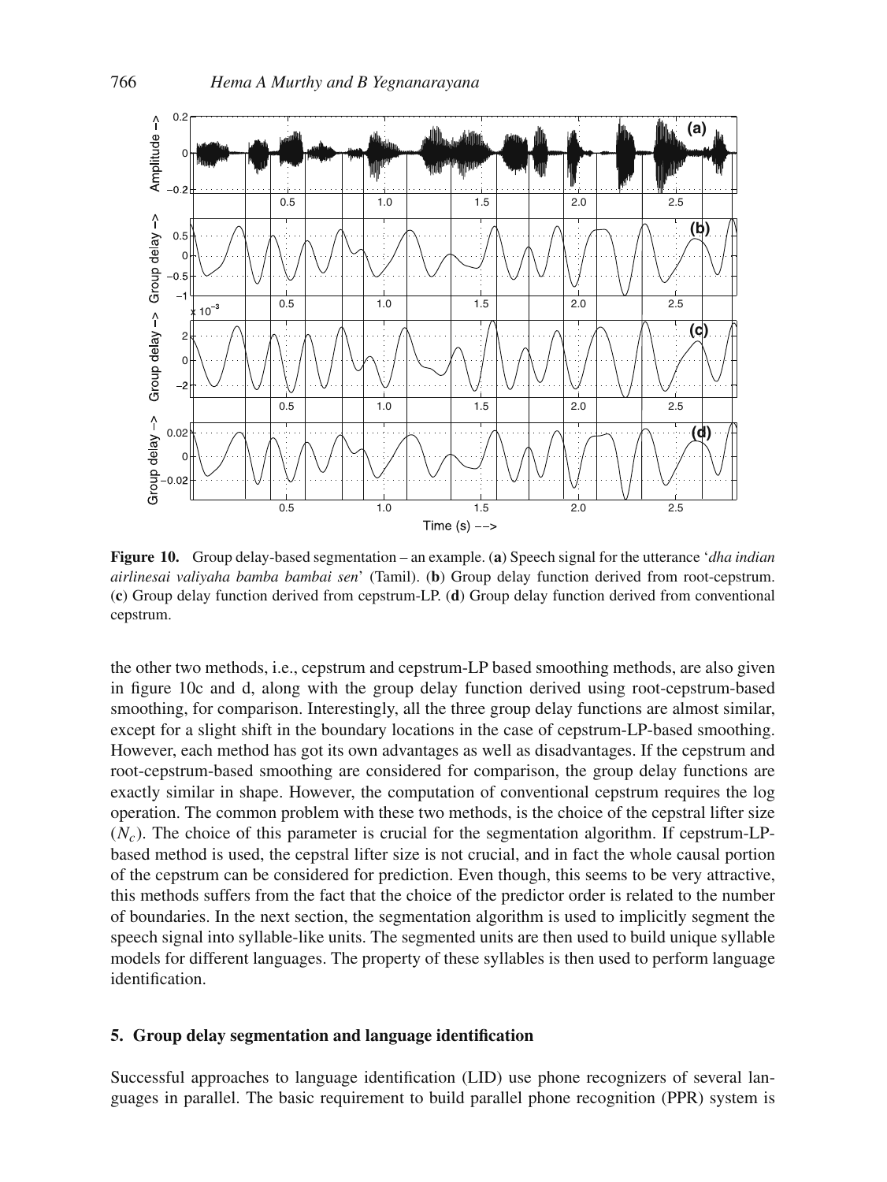**Figure 10.** Group delay-based segmentation – an example. (**a**) Speech signal for the utterance '*dha indian airlinesai valiyaha bamba bambai sen*' (Tamil). (**b**) Group delay function derived from root-cepstrum. (**c**) Group delay function derived from cepstrum-LP. (**d**) Group delay function derived from conventional cepstrum.

the other two methods, i.e., cepstrum and cepstrum-LP based smoothing methods, are also given in figure 10c and d, along with the group delay function derived using root-cepstrum-based smoothing, for comparison. Interestingly, all the three group delay functions are almost similar, except for a slight shift in the boundary locations in the case of cepstrum-LP-based smoothing. However, each method has got its own advantages as well as disadvantages. If the cepstrum and root-cepstrum-based smoothing are considered for comparison, the group delay functions are exactly similar in shape. However, the computation of conventional cepstrum requires the log operation. The common problem with these two methods, is the choice of the cepstral lifter size ($N_c$). The choice of this parameter is crucial for the segmentation algorithm. If cepstrum-LP-based method is used, the cepstral lifter size is not crucial, and in fact the whole causal portion of the cepstrum can be considered for prediction. Even though, this seems to be very attractive, this methods suffers from the fact that the choice of the predictor order is related to the number of boundaries. In the next section, the segmentation algorithm is used to implicitly segment the speech signal into syllable-like units. The segmented units are then used to build unique syllable models for different languages. The property of these syllables is then used to perform language identification.

## 5. Group delay segmentation and language identification

Successful approaches to language identification (LID) use phone recognizers of several languages in parallel. The basic requirement to build parallel phone recognition (PPR) system is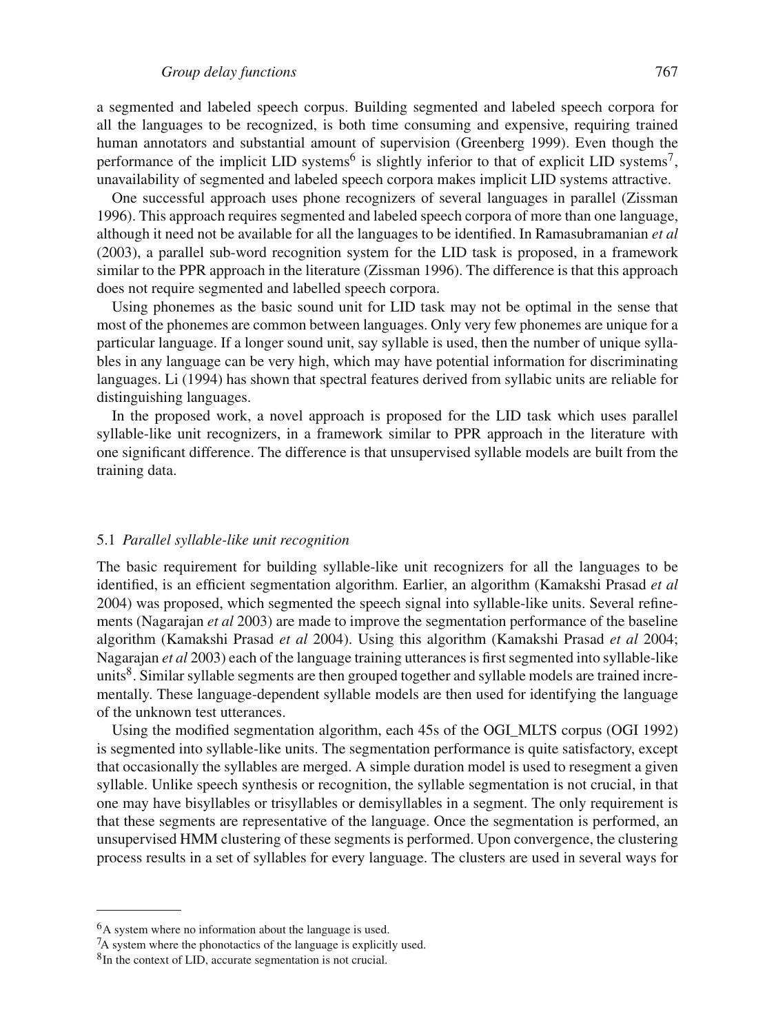a segmented and labeled speech corpus. Building segmented and labeled speech corpora for all the languages to be recognized, is both time consuming and expensive, requiring trained human annotators and substantial amount of supervision (Greenberg 1999). Even though the performance of the implicit LID systems[6] is slightly inferior to that of explicit LID systems[7], unavailability of segmented and labeled speech corpora makes implicit LID systems attractive.

One successful approach uses phone recognizers of several languages in parallel (Zissman 1996). This approach requires segmented and labeled speech corpora of more than one language, although it need not be available for all the languages to be identified. In Ramasubramanian *et al* (2003), a parallel sub-word recognition system for the LID task is proposed, in a framework similar to the PPR approach in the literature (Zissman 1996). The difference is that this approach does not require segmented and labelled speech corpora.

Using phonemes as the basic sound unit for LID task may not be optimal in the sense that most of the phonemes are common between languages. Only very few phonemes are unique for a particular language. If a longer sound unit, say syllable is used, then the number of unique syllables in any language can be very high, which may have potential information for discriminating languages. Li (1994) has shown that spectral features derived from syllabic units are reliable for distinguishing languages.

In the proposed work, a novel approach is proposed for the LID task which uses parallel syllable-like unit recognizers, in a framework similar to PPR approach in the literature with one significant difference. The difference is that unsupervised syllable models are built from the training data.

### 5.1 *Parallel syllable-like unit recognition*

The basic requirement for building syllable-like unit recognizers for all the languages to be identified, is an efficient segmentation algorithm. Earlier, an algorithm (Kamakshi Prasad *et al* 2004) was proposed, which segmented the speech signal into syllable-like units. Several refinements (Nagarajan *et al* 2003) are made to improve the segmentation performance of the baseline algorithm (Kamakshi Prasad *et al* 2004). Using this algorithm (Kamakshi Prasad *et al* 2004; Nagarajan *et al* 2003) each of the language training utterances is first segmented into syllable-like units[8]. Similar syllable segments are then grouped together and syllable models are trained incrementally. These language-dependent syllable models are then used for identifying the language of the unknown test utterances.

Using the modified segmentation algorithm, each 45s of the OGI_MLTS corpus (OGI 1992) is segmented into syllable-like units. The segmentation performance is quite satisfactory, except that occasionally the syllables are merged. A simple duration model is used to resegment a given syllable. Unlike speech synthesis or recognition, the syllable segmentation is not crucial, in that one may have bisyllables or trisyllables or demisyllables in a segment. The only requirement is that these segments are representative of the language. Once the segmentation is performed, an unsupervised HMM clustering of these segments is performed. Upon convergence, the clustering process results in a set of syllables for every language. The clusters are used in several ways for

---

[6] A system where no information about the language is used.

[7] A system where the phonotactics of the language is explicitly used.

[8] In the context of LID, accurate segmentation is not crucial.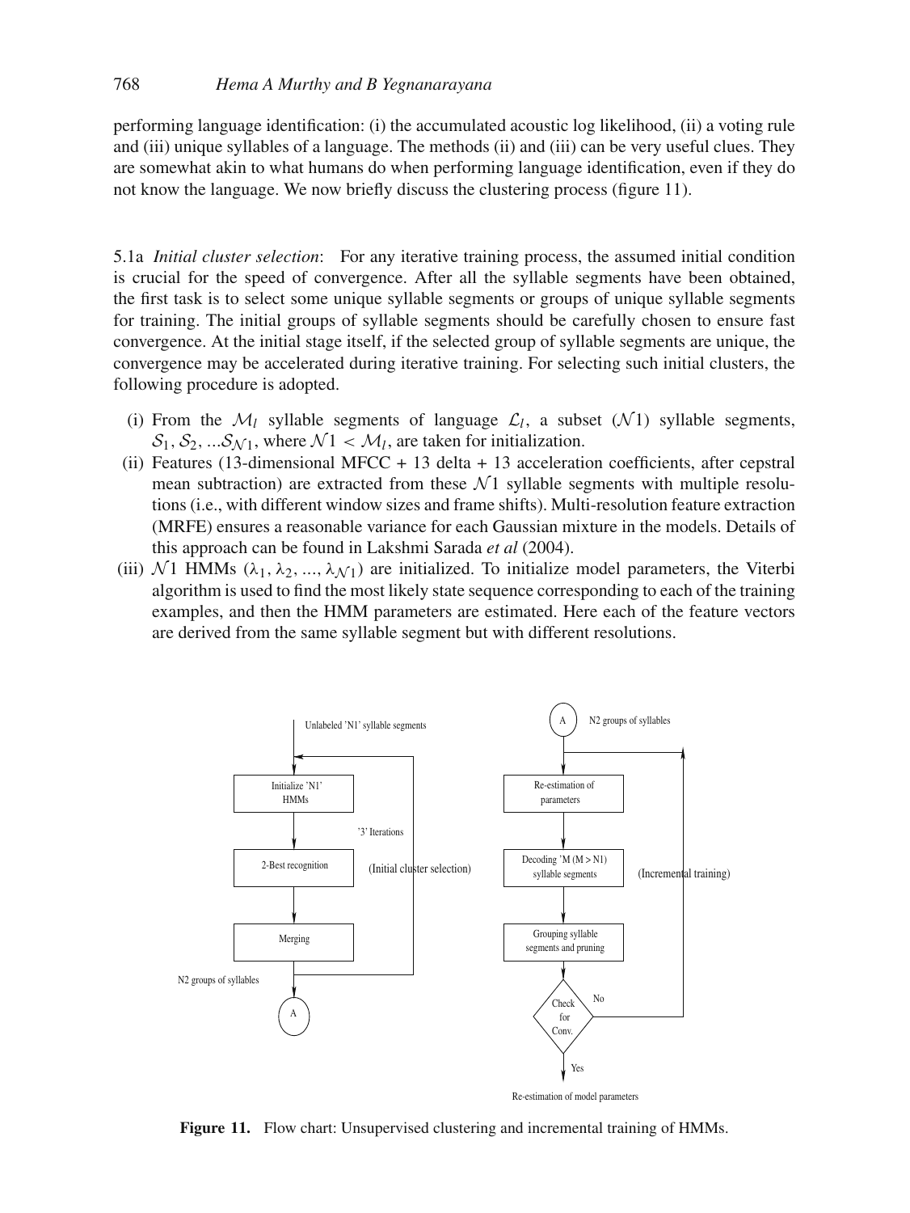performing language identification: (i) the accumulated acoustic log likelihood, (ii) a voting rule and (iii) unique syllables of a language. The methods (ii) and (iii) can be very useful clues. They are somewhat akin to what humans do when performing language identification, even if they do not know the language. We now briefly discuss the clustering process (figure 11).

5.1a *Initial cluster selection*: For any iterative training process, the assumed initial condition is crucial for the speed of convergence. After all the syllable segments have been obtained, the first task is to select some unique syllable segments or groups of unique syllable segments for training. The initial groups of syllable segments should be carefully chosen to ensure fast convergence. At the initial stage itself, if the selected group of syllable segments are unique, the convergence may be accelerated during iterative training. For selecting such initial clusters, the following procedure is adopted.

(i) From the $\mathcal{M}_l$ syllable segments of language $\mathcal{L}_l$, a subset ($\mathcal{N}1$) syllable segments, $\mathcal{S}_1, \mathcal{S}_2, \ldots \mathcal{S}_{\mathcal{N}1}$, where $\mathcal{N}1 < \mathcal{M}_l$, are taken for initialization.

(ii) Features (13-dimensional MFCC + 13 delta + 13 acceleration coefficients, after cepstral mean subtraction) are extracted from these $\mathcal{N}1$ syllable segments with multiple resolutions (i.e., with different window sizes and frame shifts). Multi-resolution feature extraction (MRFE) ensures a reasonable variance for each Gaussian mixture in the models. Details of this approach can be found in Lakshmi Sarada *et al* (2004).

(iii) $\mathcal{N}1$ HMMs ($\lambda_1, \lambda_2, \ldots, \lambda_{\mathcal{N}1}$) are initialized. To initialize model parameters, the Viterbi algorithm is used to find the most likely state sequence corresponding to each of the training examples, and then the HMM parameters are estimated. Here each of the feature vectors are derived from the same syllable segment but with different resolutions.

**Figure 11.** Flow chart: Unsupervised clustering and incremental training of HMMs.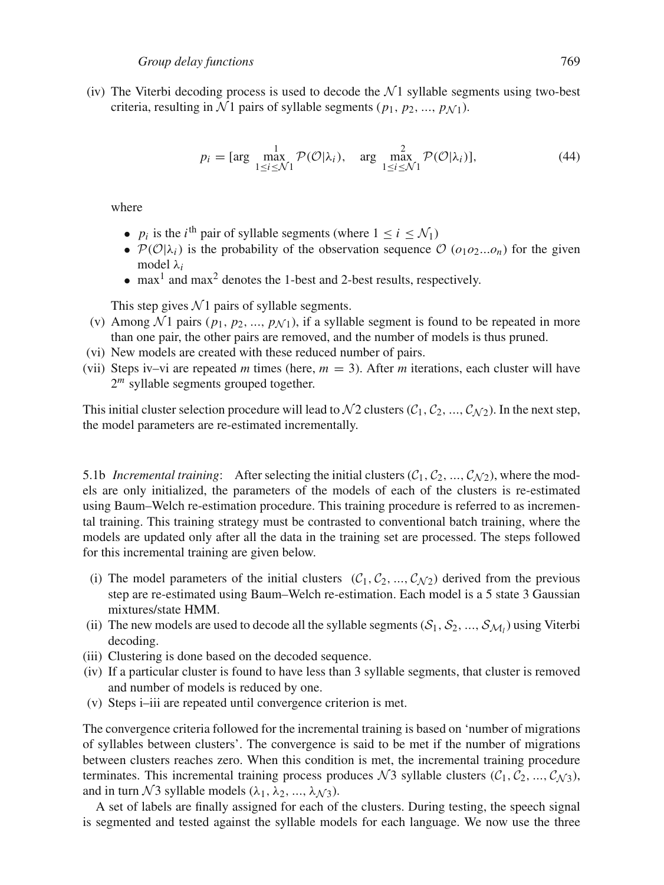(iv) The Viterbi decoding process is used to decode the $\mathcal{N}1$ syllable segments using two-best criteria, resulting in $\mathcal{N}1$ pairs of syllable segments $(p_1, p_2, ..., p_{\mathcal{N}1})$.

$$p_i = [\arg \max_{1 \leq i \leq \mathcal{N}1}^{1} \mathcal{P}(\mathcal{O}|\lambda_i), \quad \arg \max_{1 \leq i \leq \mathcal{N}1}^{2} \mathcal{P}(\mathcal{O}|\lambda_i)], \tag{44}$$

where

- $p_i$ is the $i^{\text{th}}$ pair of syllable segments (where $1 \leq i \leq \mathcal{N}_1$)
- $\mathcal{P}(\mathcal{O}|\lambda_i)$ is the probability of the observation sequence $\mathcal{O}$ $(o_1 o_2 ... o_n)$ for the given model $\lambda_i$
- $\max^1$ and $\max^2$ denotes the 1-best and 2-best results, respectively.

This step gives $\mathcal{N}1$ pairs of syllable segments.

(v) Among $\mathcal{N}1$ pairs $(p_1, p_2, ..., p_{\mathcal{N}1})$, if a syllable segment is found to be repeated in more than one pair, the other pairs are removed, and the number of models is thus pruned.

(vi) New models are created with these reduced number of pairs.

(vii) Steps iv–vi are repeated $m$ times (here, $m = 3$). After $m$ iterations, each cluster will have $2^m$ syllable segments grouped together.

This initial cluster selection procedure will lead to $\mathcal{N}2$ clusters $(\mathcal{C}_1, \mathcal{C}_2, ..., \mathcal{C}_{\mathcal{N}2})$. In the next step, the model parameters are re-estimated incrementally.

5.1b *Incremental training*: After selecting the initial clusters $(\mathcal{C}_1, \mathcal{C}_2, ..., \mathcal{C}_{\mathcal{N}2})$, where the models are only initialized, the parameters of the models of each of the clusters is re-estimated using Baum–Welch re-estimation procedure. This training procedure is referred to as incremental training. This training strategy must be contrasted to conventional batch training, where the models are updated only after all the data in the training set are processed. The steps followed for this incremental training are given below.

(i) The model parameters of the initial clusters $(\mathcal{C}_1, \mathcal{C}_2, ..., \mathcal{C}_{\mathcal{N}2})$ derived from the previous step are re-estimated using Baum–Welch re-estimation. Each model is a 5 state 3 Gaussian mixtures/state HMM.

(ii) The new models are used to decode all the syllable segments $(\mathcal{S}_1, \mathcal{S}_2, ..., \mathcal{S}_{\mathcal{M}_l})$ using Viterbi decoding.

(iii) Clustering is done based on the decoded sequence.

(iv) If a particular cluster is found to have less than 3 syllable segments, that cluster is removed and number of models is reduced by one.

(v) Steps i–iii are repeated until convergence criterion is met.

The convergence criteria followed for the incremental training is based on 'number of migrations of syllables between clusters'. The convergence is said to be met if the number of migrations between clusters reaches zero. When this condition is met, the incremental training procedure terminates. This incremental training process produces $\mathcal{N}3$ syllable clusters $(\mathcal{C}_1, \mathcal{C}_2, ..., \mathcal{C}_{\mathcal{N}3})$, and in turn $\mathcal{N}3$ syllable models $(\lambda_1, \lambda_2, ..., \lambda_{\mathcal{N}3})$.

A set of labels are finally assigned for each of the clusters. During testing, the speech signal is segmented and tested against the syllable models for each language. We now use the three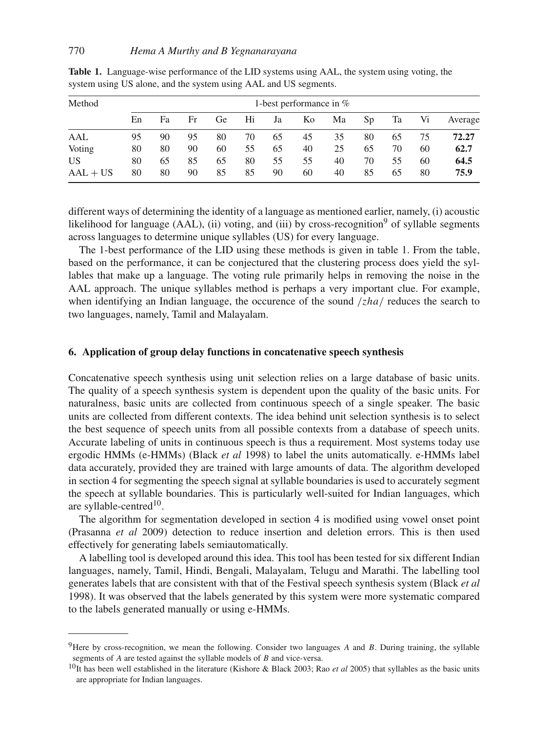**Table 1.** Language-wise performance of the LID systems using AAL, the system using voting, the system using US alone, and the system using AAL and US segments.

| Method | 1-best performance in % | | | | | | | | | | | |
|---|---|---|---|---|---|---|---|---|---|---|---|---|
| | En | Fa | Fr | Ge | Hi | Ja | Ko | Ma | Sp | Ta | Vi | Average |
| AAL | 95 | 90 | 95 | 80 | 70 | 65 | 45 | 35 | 80 | 65 | 75 | **72.27** |
| Voting | 80 | 80 | 90 | 60 | 55 | 65 | 40 | 25 | 65 | 70 | 60 | **62.7** |
| US | 80 | 65 | 85 | 65 | 80 | 55 | 55 | 40 | 70 | 55 | 60 | **64.5** |
| AAL + US | 80 | 80 | 90 | 85 | 85 | 90 | 60 | 40 | 85 | 65 | 80 | **75.9** |

different ways of determining the identity of a language as mentioned earlier, namely, (i) acoustic likelihood for language (AAL), (ii) voting, and (iii) by cross-recognition[9] of syllable segments across languages to determine unique syllables (US) for every language.

The 1-best performance of the LID using these methods is given in table 1. From the table, based on the performance, it can be conjectured that the clustering process does yield the syllables that make up a language. The voting rule primarily helps in removing the noise in the AAL approach. The unique syllables method is perhaps a very important clue. For example, when identifying an Indian language, the occurence of the sound $/zha/$ reduces the search to two languages, namely, Tamil and Malayalam.

## 6. Application of group delay functions in concatenative speech synthesis

Concatenative speech synthesis using unit selection relies on a large database of basic units. The quality of a speech synthesis system is dependent upon the quality of the basic units. For naturalness, basic units are collected from continuous speech of a single speaker. The basic units are collected from different contexts. The idea behind unit selection synthesis is to select the best sequence of speech units from all possible contexts from a database of speech units. Accurate labeling of units in continuous speech is thus a requirement. Most systems today use ergodic HMMs (e-HMMs) (Black *et al* 1998) to label the units automatically. e-HMMs label data accurately, provided they are trained with large amounts of data. The algorithm developed in section 4 for segmenting the speech signal at syllable boundaries is used to accurately segment the speech at syllable boundaries. This is particularly well-suited for Indian languages, which are syllable-centred[10].

The algorithm for segmentation developed in section 4 is modified using vowel onset point (Prasanna *et al* 2009) detection to reduce insertion and deletion errors. This is then used effectively for generating labels semiautomatically.

A labelling tool is developed around this idea. This tool has been tested for six different Indian languages, namely, Tamil, Hindi, Bengali, Malayalam, Telugu and Marathi. The labelling tool generates labels that are consistent with that of the Festival speech synthesis system (Black *et al* 1998). It was observed that the labels generated by this system were more systematic compared to the labels generated manually or using e-HMMs.

---

[9]Here by cross-recognition, we mean the following. Consider two languages $A$ and $B$. During training, the syllable segments of $A$ are tested against the syllable models of $B$ and vice-versa.

[10]It has been well established in the literature (Kishore & Black 2003; Rao *et al* 2005) that syllables as the basic units are appropriate for Indian languages.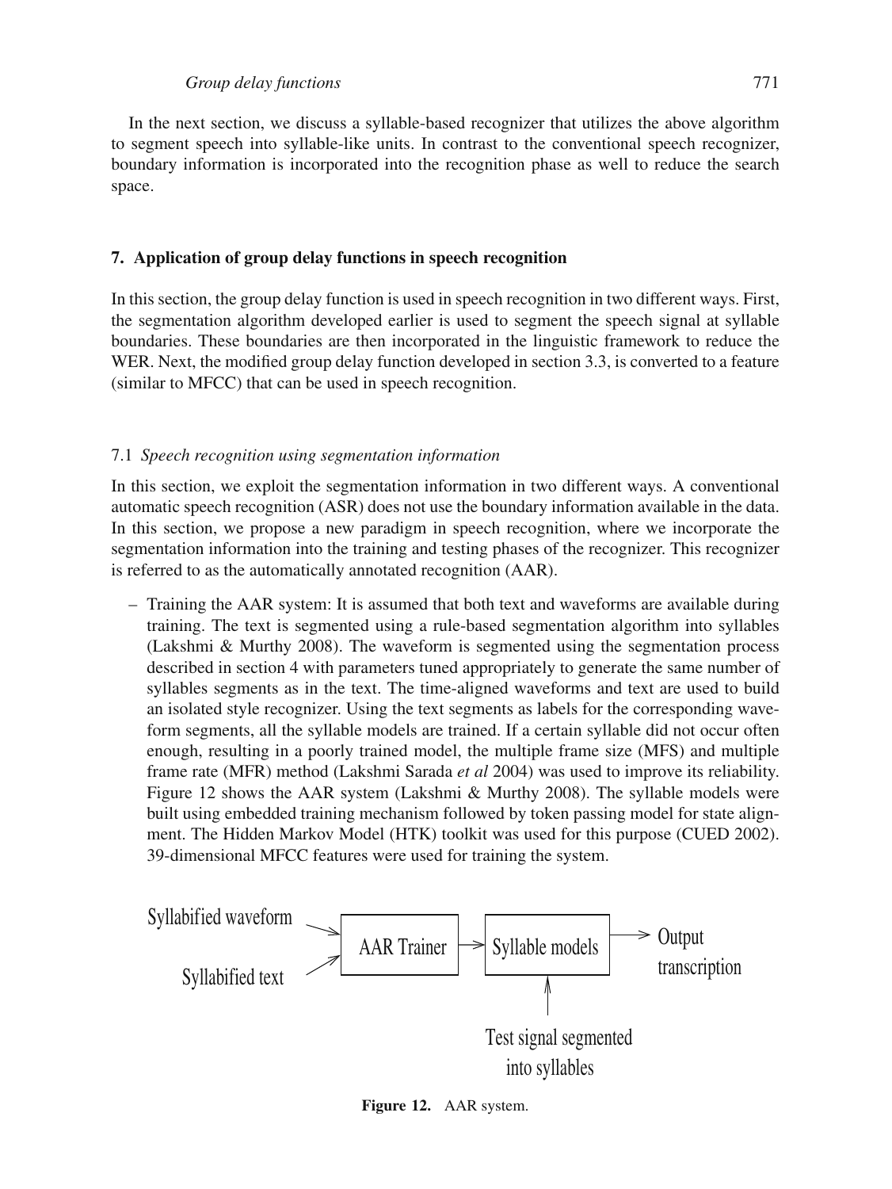In the next section, we discuss a syllable-based recognizer that utilizes the above algorithm to segment speech into syllable-like units. In contrast to the conventional speech recognizer, boundary information is incorporated into the recognition phase as well to reduce the search space.

## 7. Application of group delay functions in speech recognition

In this section, the group delay function is used in speech recognition in two different ways. First, the segmentation algorithm developed earlier is used to segment the speech signal at syllable boundaries. These boundaries are then incorporated in the linguistic framework to reduce the WER. Next, the modified group delay function developed in section 3.3, is converted to a feature (similar to MFCC) that can be used in speech recognition.

### 7.1 *Speech recognition using segmentation information*

In this section, we exploit the segmentation information in two different ways. A conventional automatic speech recognition (ASR) does not use the boundary information available in the data. In this section, we propose a new paradigm in speech recognition, where we incorporate the segmentation information into the training and testing phases of the recognizer. This recognizer is referred to as the automatically annotated recognition (AAR).

– Training the AAR system: It is assumed that both text and waveforms are available during training. The text is segmented using a rule-based segmentation algorithm into syllables (Lakshmi & Murthy 2008). The waveform is segmented using the segmentation process described in section 4 with parameters tuned appropriately to generate the same number of syllables segments as in the text. The time-aligned waveforms and text are used to build an isolated style recognizer. Using the text segments as labels for the corresponding waveform segments, all the syllable models are trained. If a certain syllable did not occur often enough, resulting in a poorly trained model, the multiple frame size (MFS) and multiple frame rate (MFR) method (Lakshmi Sarada *et al* 2004) was used to improve its reliability. Figure 12 shows the AAR system (Lakshmi & Murthy 2008). The syllable models were built using embedded training mechanism followed by token passing model for state alignment. The Hidden Markov Model (HTK) toolkit was used for this purpose (CUED 2002). 39-dimensional MFCC features were used for training the system.

```
Syllabified waveform ──┐
                       ├──> [AAR Trainer] ──> [Syllable models] ──> Output transcription
Syllabified text ──────┘                              ^
                                                      |
                                      Test signal segmented
                                          into syllables
```

**Figure 12.** AAR system.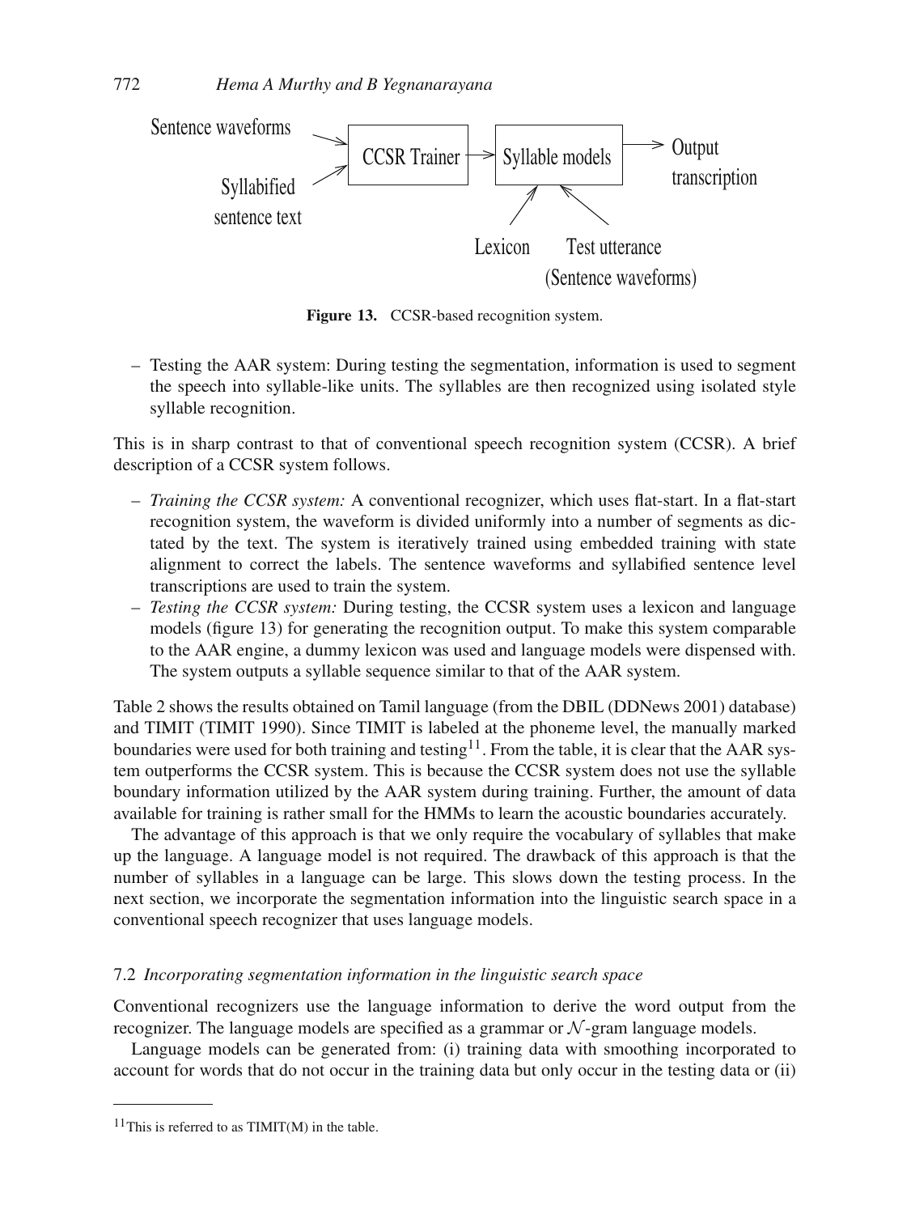Sentence waveforms

Syllabified sentence text

CCSR Trainer → Syllable models → Output transcription

Lexicon    Test utterance (Sentence waveforms)

**Figure 13.** CCSR-based recognition system.

– Testing the AAR system: During testing the segmentation, information is used to segment the speech into syllable-like units. The syllables are then recognized using isolated style syllable recognition.

This is in sharp contrast to that of conventional speech recognition system (CCSR). A brief description of a CCSR system follows.

– *Training the CCSR system:* A conventional recognizer, which uses flat-start. In a flat-start recognition system, the waveform is divided uniformly into a number of segments as dictated by the text. The system is iteratively trained using embedded training with state alignment to correct the labels. The sentence waveforms and syllabified sentence level transcriptions are used to train the system.
– *Testing the CCSR system:* During testing, the CCSR system uses a lexicon and language models (figure 13) for generating the recognition output. To make this system comparable to the AAR engine, a dummy lexicon was used and language models were dispensed with. The system outputs a syllable sequence similar to that of the AAR system.

Table 2 shows the results obtained on Tamil language (from the DBIL (DDNews 2001) database) and TIMIT (TIMIT 1990). Since TIMIT is labeled at the phoneme level, the manually marked boundaries were used for both training and testing[11]. From the table, it is clear that the AAR system outperforms the CCSR system. This is because the CCSR system does not use the syllable boundary information utilized by the AAR system during training. Further, the amount of data available for training is rather small for the HMMs to learn the acoustic boundaries accurately.

The advantage of this approach is that we only require the vocabulary of syllables that make up the language. A language model is not required. The drawback of this approach is that the number of syllables in a language can be large. This slows down the testing process. In the next section, we incorporate the segmentation information into the linguistic search space in a conventional speech recognizer that uses language models.

### 7.2 *Incorporating segmentation information in the linguistic search space*

Conventional recognizers use the language information to derive the word output from the recognizer. The language models are specified as a grammar or $\mathcal{N}$-gram language models.

Language models can be generated from: (i) training data with smoothing incorporated to account for words that do not occur in the training data but only occur in the testing data or (ii)

---

[11] This is referred to as TIMIT(M) in the table.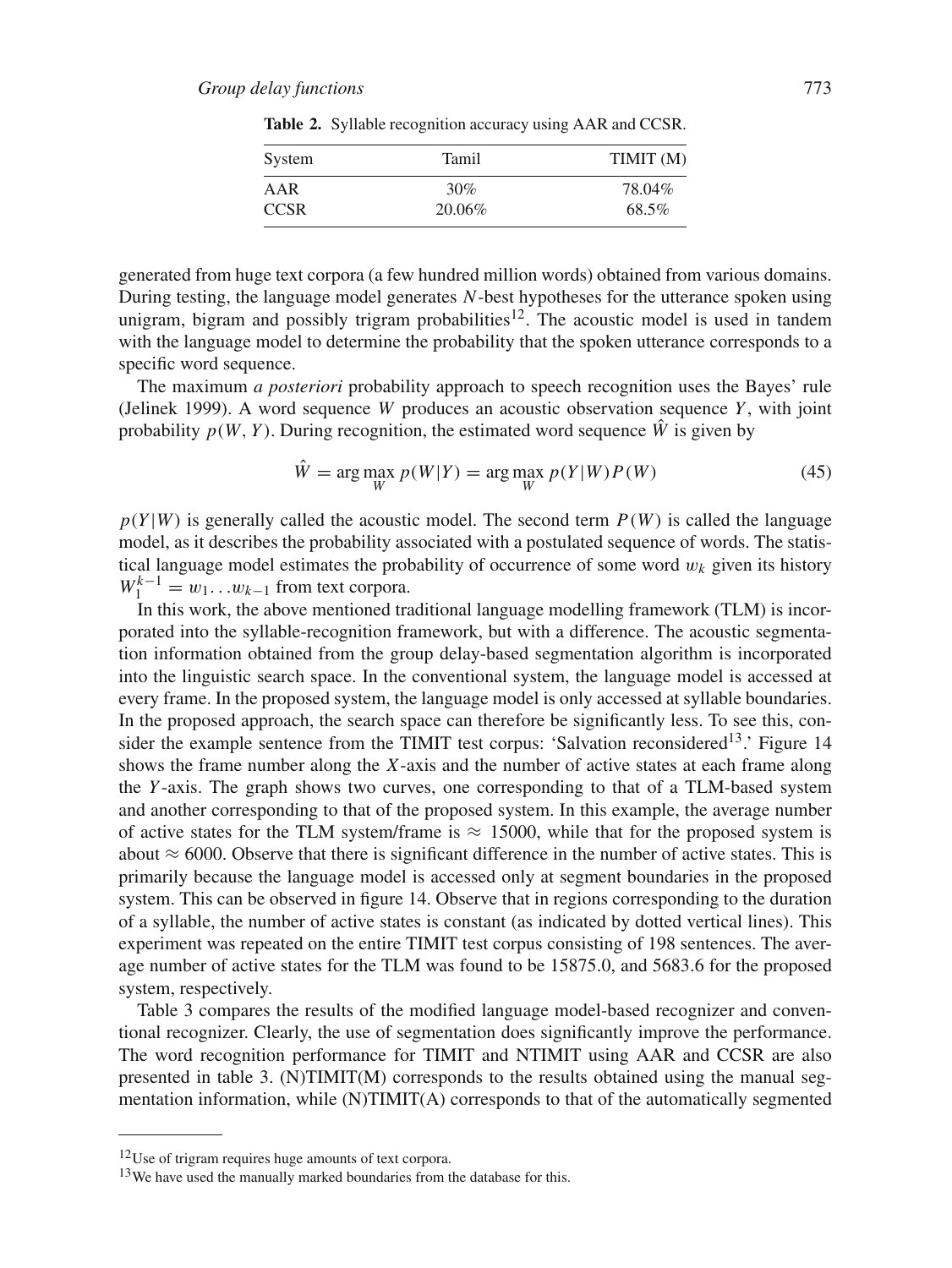**Table 2.** Syllable recognition accuracy using AAR and CCSR.

| System | Tamil | TIMIT (M) |
|---|---|---|
| AAR | 30% | 78.04% |
| CCSR | 20.06% | 68.5% |

generated from huge text corpora (a few hundred million words) obtained from various domains. During testing, the language model generates $N$-best hypotheses for the utterance spoken using unigram, bigram and possibly trigram probabilities[12]. The acoustic model is used in tandem with the language model to determine the probability that the spoken utterance corresponds to a specific word sequence.

The maximum *a posteriori* probability approach to speech recognition uses the Bayes' rule (Jelinek 1999). A word sequence $W$ produces an acoustic observation sequence $Y$, with joint probability $p(W, Y)$. During recognition, the estimated word sequence $\hat{W}$ is given by

$$\hat{W} = \arg\max_{W} p(W|Y) = \arg\max_{W} p(Y|W)P(W) \tag{45}$$

$p(Y|W)$ is generally called the acoustic model. The second term $P(W)$ is called the language model, as it describes the probability associated with a postulated sequence of words. The statistical language model estimates the probability of occurrence of some word $w_k$ given its history $W_1^{k-1} = w_1 \ldots w_{k-1}$ from text corpora.

In this work, the above mentioned traditional language modelling framework (TLM) is incorporated into the syllable-recognition framework, but with a difference. The acoustic segmentation information obtained from the group delay-based segmentation algorithm is incorporated into the linguistic search space. In the conventional system, the language model is accessed at every frame. In the proposed system, the language model is only accessed at syllable boundaries. In the proposed approach, the search space can therefore be significantly less. To see this, consider the example sentence from the TIMIT test corpus: 'Salvation reconsidered[13].' Figure 14 shows the frame number along the $X$-axis and the number of active states at each frame along the $Y$-axis. The graph shows two curves, one corresponding to that of a TLM-based system and another corresponding to that of the proposed system. In this example, the average number of active states for the TLM system/frame is $\approx$ 15000, while that for the proposed system is about $\approx$ 6000. Observe that there is significant difference in the number of active states. This is primarily because the language model is accessed only at segment boundaries in the proposed system. This can be observed in figure 14. Observe that in regions corresponding to the duration of a syllable, the number of active states is constant (as indicated by dotted vertical lines). This experiment was repeated on the entire TIMIT test corpus consisting of 198 sentences. The average number of active states for the TLM was found to be 15875.0, and 5683.6 for the proposed system, respectively.

Table 3 compares the results of the modified language model-based recognizer and conventional recognizer. Clearly, the use of segmentation does significantly improve the performance. The word recognition performance for TIMIT and NTIMIT using AAR and CCSR are also presented in table 3. (N)TIMIT(M) corresponds to the results obtained using the manual segmentation information, while (N)TIMIT(A) corresponds to that of the automatically segmented

---

[12] Use of trigram requires huge amounts of text corpora.

[13] We have used the manually marked boundaries from the database for this.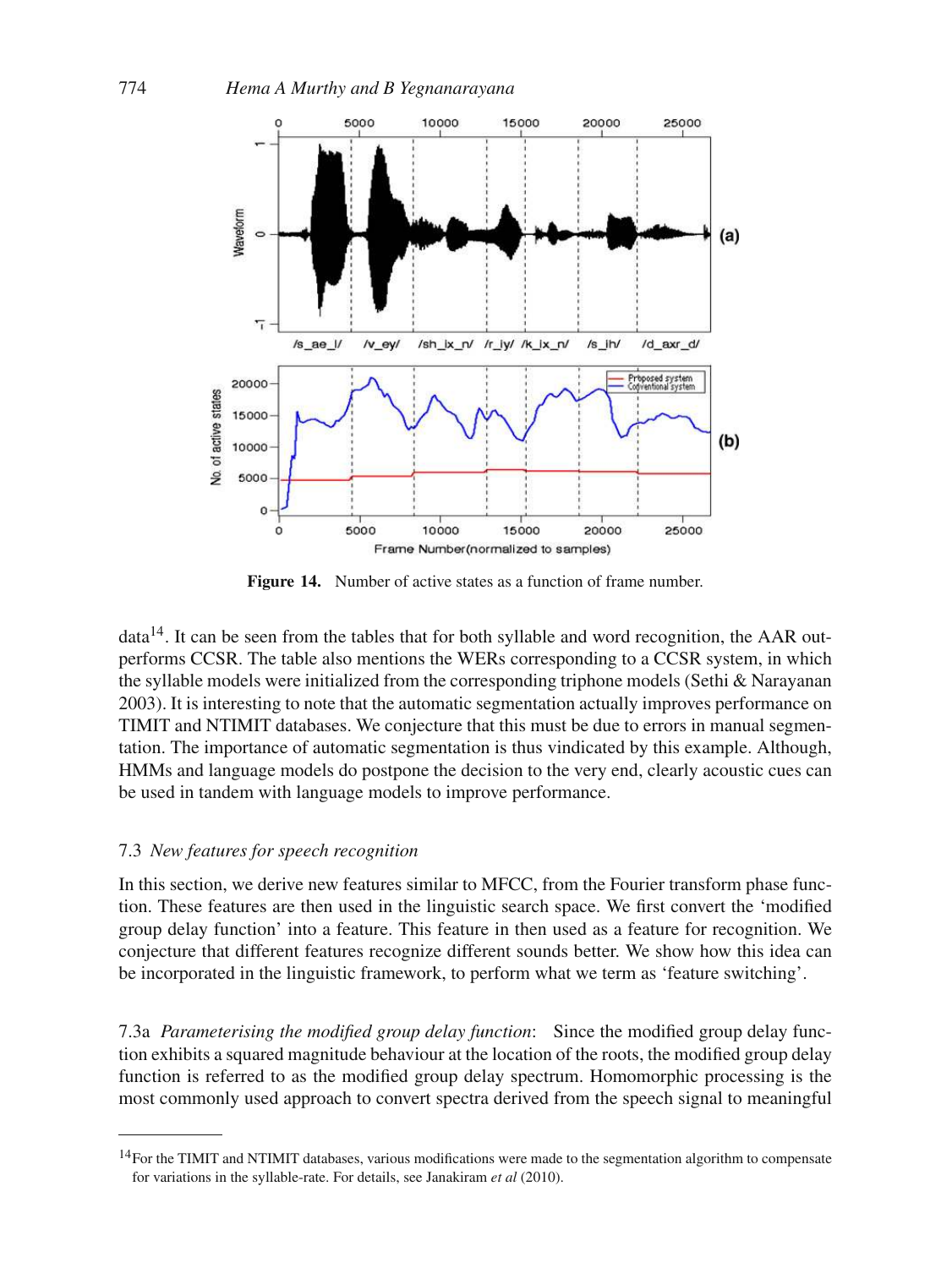**Figure 14.** Number of active states as a function of frame number.

data[14]. It can be seen from the tables that for both syllable and word recognition, the AAR outperforms CCSR. The table also mentions the WERs corresponding to a CCSR system, in which the syllable models were initialized from the corresponding triphone models (Sethi & Narayanan 2003). It is interesting to note that the automatic segmentation actually improves performance on TIMIT and NTIMIT databases. We conjecture that this must be due to errors in manual segmentation. The importance of automatic segmentation is thus vindicated by this example. Although, HMMs and language models do postpone the decision to the very end, clearly acoustic cues can be used in tandem with language models to improve performance.

### 7.3 *New features for speech recognition*

In this section, we derive new features similar to MFCC, from the Fourier transform phase function. These features are then used in the linguistic search space. We first convert the 'modified group delay function' into a feature. This feature in then used as a feature for recognition. We conjecture that different features recognize different sounds better. We show how this idea can be incorporated in the linguistic framework, to perform what we term as 'feature switching'.

7.3a *Parameterising the modified group delay function*: Since the modified group delay function exhibits a squared magnitude behaviour at the location of the roots, the modified group delay function is referred to as the modified group delay spectrum. Homomorphic processing is the most commonly used approach to convert spectra derived from the speech signal to meaningful

[14]For the TIMIT and NTIMIT databases, various modifications were made to the segmentation algorithm to compensate for variations in the syllable-rate. For details, see Janakiram *et al* (2010).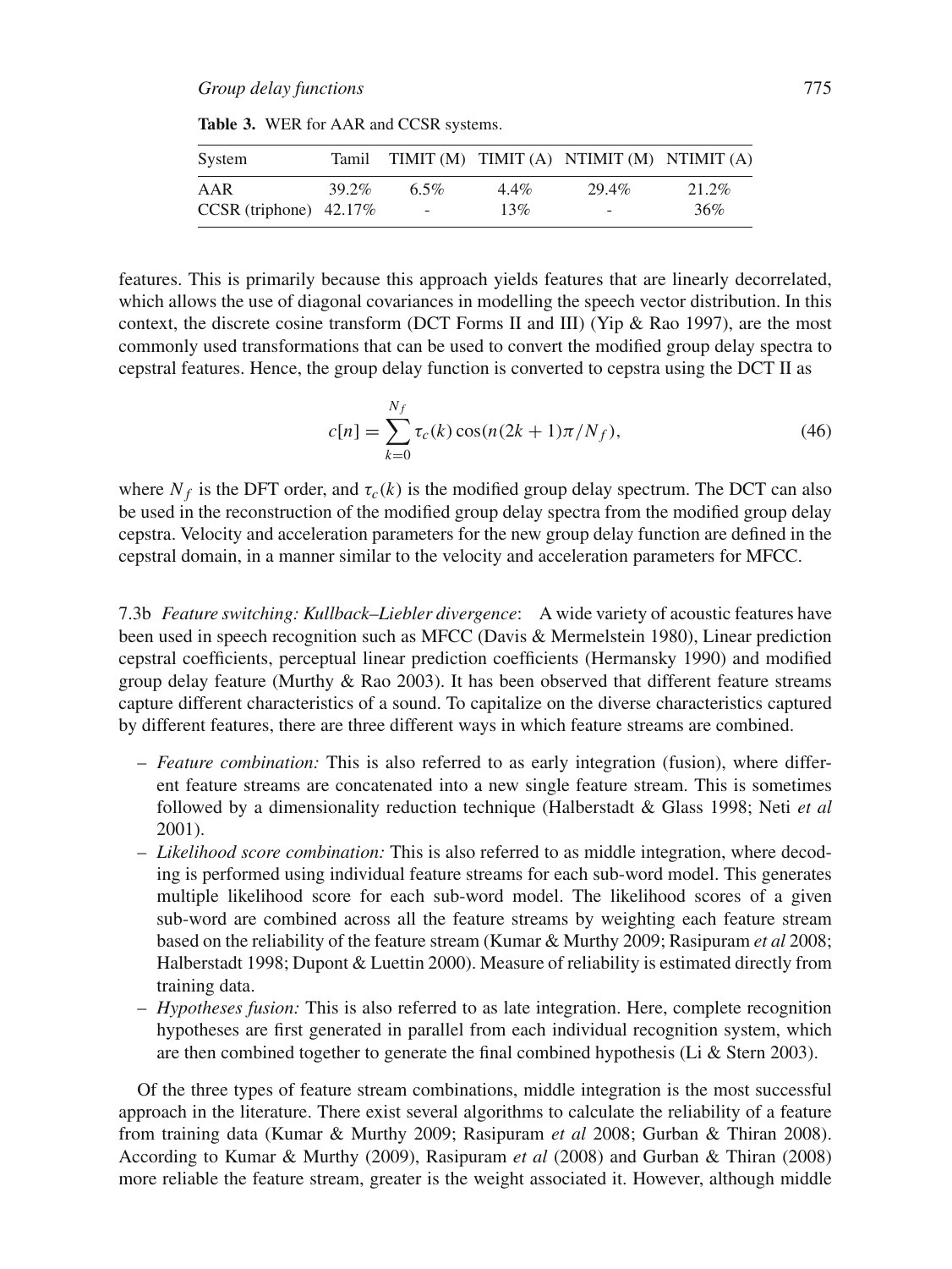**Table 3.** WER for AAR and CCSR systems.

| System | Tamil | TIMIT (M) | TIMIT (A) | NTIMIT (M) | NTIMIT (A) |
|---|---|---|---|---|---|
| AAR | 39.2% | 6.5% | 4.4% | 29.4% | 21.2% |
| CCSR (triphone) | 42.17% | - | 13% | - | 36% |

features. This is primarily because this approach yields features that are linearly decorrelated, which allows the use of diagonal covariances in modelling the speech vector distribution. In this context, the discrete cosine transform (DCT Forms II and III) (Yip & Rao 1997), are the most commonly used transformations that can be used to convert the modified group delay spectra to cepstral features. Hence, the group delay function is converted to cepstra using the DCT II as

$$c[n] = \sum_{k=0}^{N_f} \tau_c(k) \cos(n(2k+1)\pi/N_f), \tag{46}$$

where $N_f$ is the DFT order, and $\tau_c(k)$ is the modified group delay spectrum. The DCT can also be used in the reconstruction of the modified group delay spectra from the modified group delay cepstra. Velocity and acceleration parameters for the new group delay function are defined in the cepstral domain, in a manner similar to the velocity and acceleration parameters for MFCC.

7.3b *Feature switching: Kullback–Liebler divergence*: A wide variety of acoustic features have been used in speech recognition such as MFCC (Davis & Mermelstein 1980), Linear prediction cepstral coefficients, perceptual linear prediction coefficients (Hermansky 1990) and modified group delay feature (Murthy & Rao 2003). It has been observed that different feature streams capture different characteristics of a sound. To capitalize on the diverse characteristics captured by different features, there are three different ways in which feature streams are combined.

- *Feature combination:* This is also referred to as early integration (fusion), where different feature streams are concatenated into a new single feature stream. This is sometimes followed by a dimensionality reduction technique (Halberstadt & Glass 1998; Neti *et al* 2001).
- *Likelihood score combination:* This is also referred to as middle integration, where decoding is performed using individual feature streams for each sub-word model. This generates multiple likelihood score for each sub-word model. The likelihood scores of a given sub-word are combined across all the feature streams by weighting each feature stream based on the reliability of the feature stream (Kumar & Murthy 2009; Rasipuram *et al* 2008; Halberstadt 1998; Dupont & Luettin 2000). Measure of reliability is estimated directly from training data.
- *Hypotheses fusion:* This is also referred to as late integration. Here, complete recognition hypotheses are first generated in parallel from each individual recognition system, which are then combined together to generate the final combined hypothesis (Li & Stern 2003).

Of the three types of feature stream combinations, middle integration is the most successful approach in the literature. There exist several algorithms to calculate the reliability of a feature from training data (Kumar & Murthy 2009; Rasipuram *et al* 2008; Gurban & Thiran 2008). According to Kumar & Murthy (2009), Rasipuram *et al* (2008) and Gurban & Thiran (2008) more reliable the feature stream, greater is the weight associated it. However, although middle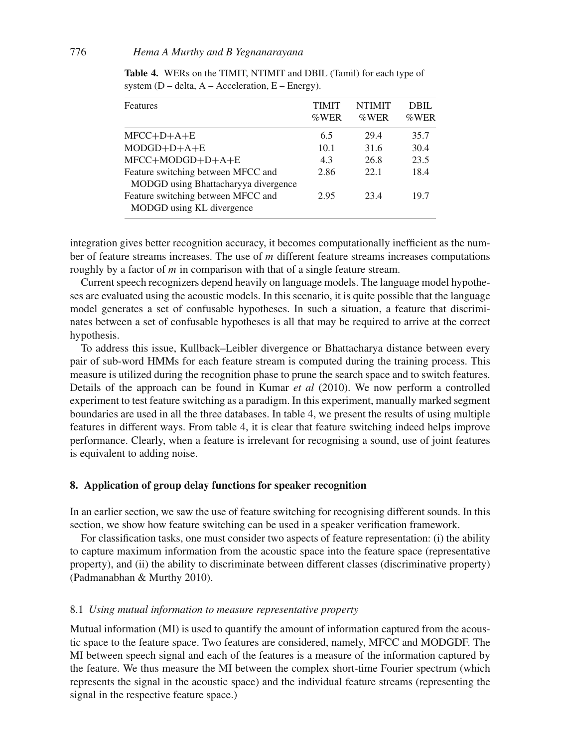**Table 4.** WERs on the TIMIT, NTIMIT and DBIL (Tamil) for each type of system (D – delta, A – Acceleration, E – Energy).

| Features | TIMIT %WER | NTIMIT %WER | DBIL %WER |
|---|---|---|---|
| MFCC+D+A+E | 6.5 | 29.4 | 35.7 |
| MODGD+D+A+E | 10.1 | 31.6 | 30.4 |
| MFCC+MODGD+D+A+E | 4.3 | 26.8 | 23.5 |
| Feature switching between MFCC and MODGD using Bhattacharyya divergence | 2.86 | 22.1 | 18.4 |
| Feature switching between MFCC and MODGD using KL divergence | 2.95 | 23.4 | 19.7 |

integration gives better recognition accuracy, it becomes computationally inefficient as the number of feature streams increases. The use of $m$ different feature streams increases computations roughly by a factor of $m$ in comparison with that of a single feature stream.

Current speech recognizers depend heavily on language models. The language model hypotheses are evaluated using the acoustic models. In this scenario, it is quite possible that the language model generates a set of confusable hypotheses. In such a situation, a feature that discriminates between a set of confusable hypotheses is all that may be required to arrive at the correct hypothesis.

To address this issue, Kullback–Leibler divergence or Bhattacharya distance between every pair of sub-word HMMs for each feature stream is computed during the training process. This measure is utilized during the recognition phase to prune the search space and to switch features. Details of the approach can be found in Kumar *et al* (2010). We now perform a controlled experiment to test feature switching as a paradigm. In this experiment, manually marked segment boundaries are used in all the three databases. In table 4, we present the results of using multiple features in different ways. From table 4, it is clear that feature switching indeed helps improve performance. Clearly, when a feature is irrelevant for recognising a sound, use of joint features is equivalent to adding noise.

## 8. Application of group delay functions for speaker recognition

In an earlier section, we saw the use of feature switching for recognising different sounds. In this section, we show how feature switching can be used in a speaker verification framework.

For classification tasks, one must consider two aspects of feature representation: (i) the ability to capture maximum information from the acoustic space into the feature space (representative property), and (ii) the ability to discriminate between different classes (discriminative property) (Padmanabhan & Murthy 2010).

### 8.1 *Using mutual information to measure representative property*

Mutual information (MI) is used to quantify the amount of information captured from the acoustic space to the feature space. Two features are considered, namely, MFCC and MODGDF. The MI between speech signal and each of the features is a measure of the information captured by the feature. We thus measure the MI between the complex short-time Fourier spectrum (which represents the signal in the acoustic space) and the individual feature streams (representing the signal in the respective feature space.)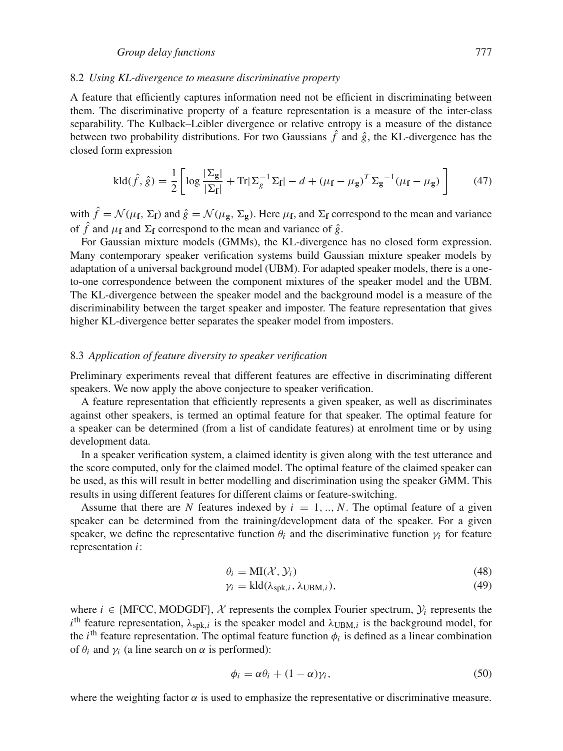### 8.2 *Using KL-divergence to measure discriminative property*

A feature that efficiently captures information need not be efficient in discriminating between them. The discriminative property of a feature representation is a measure of the inter-class separability. The Kulback–Leibler divergence or relative entropy is a measure of the distance between two probability distributions. For two Gaussians $\hat{f}$ and $\hat{g}$, the KL-divergence has the closed form expression

$$\text{kld}(\hat{f}, \hat{g}) = \frac{1}{2}\left[\log\frac{|\Sigma_{\mathbf{g}}|}{|\Sigma_{\mathbf{f}}|} + \text{Tr}|\Sigma_g^{-1}\Sigma_{\mathbf{f}}| - d + (\mu_{\mathbf{f}} - \mu_{\mathbf{g}})^T {\Sigma_{\mathbf{g}}}^{-1}(\mu_{\mathbf{f}} - \mu_{\mathbf{g}})\right] \tag{47}$$

with $\hat{f} = \mathcal{N}(\mu_{\mathbf{f}}, \Sigma_{\mathbf{f}})$ and $\hat{g} = \mathcal{N}(\mu_{\mathbf{g}}, \Sigma_{\mathbf{g}})$. Here $\mu_{\mathbf{f}}$, and $\Sigma_{\mathbf{f}}$ correspond to the mean and variance of $\hat{f}$ and $\mu_{\mathbf{f}}$ and $\Sigma_{\mathbf{f}}$ correspond to the mean and variance of $\hat{g}$.

For Gaussian mixture models (GMMs), the KL-divergence has no closed form expression. Many contemporary speaker verification systems build Gaussian mixture speaker models by adaptation of a universal background model (UBM). For adapted speaker models, there is a one-to-one correspondence between the component mixtures of the speaker model and the UBM. The KL-divergence between the speaker model and the background model is a measure of the discriminability between the target speaker and imposter. The feature representation that gives higher KL-divergence better separates the speaker model from imposters.

### 8.3 *Application of feature diversity to speaker verification*

Preliminary experiments reveal that different features are effective in discriminating different speakers. We now apply the above conjecture to speaker verification.

A feature representation that efficiently represents a given speaker, as well as discriminates against other speakers, is termed an optimal feature for that speaker. The optimal feature for a speaker can be determined (from a list of candidate features) at enrolment time or by using development data.

In a speaker verification system, a claimed identity is given along with the test utterance and the score computed, only for the claimed model. The optimal feature of the claimed speaker can be used, as this will result in better modelling and discrimination using the speaker GMM. This results in using different features for different claims or feature-switching.

Assume that there are $N$ features indexed by $i = 1, .., N$. The optimal feature of a given speaker can be determined from the training/development data of the speaker. For a given speaker, we define the representative function $\theta_i$ and the discriminative function $\gamma_i$ for feature representation $i$:

$$\theta_i = \text{MI}(\mathcal{X}, \mathcal{Y}_i) \tag{48}$$

$$\gamma_i = \text{kld}(\lambda_{\text{spk},i}, \lambda_{\text{UBM},i}), \tag{49}$$

where $i \in \{\text{MFCC}, \text{MODGDF}\}$, $\mathcal{X}$ represents the complex Fourier spectrum, $\mathcal{Y}_i$ represents the $i^{\text{th}}$ feature representation, $\lambda_{\text{spk},i}$ is the speaker model and $\lambda_{\text{UBM},i}$ is the background model, for the $i^{\text{th}}$ feature representation. The optimal feature function $\phi_i$ is defined as a linear combination of $\theta_i$ and $\gamma_i$ (a line search on $\alpha$ is performed):

$$\phi_i = \alpha\theta_i + (1 - \alpha)\gamma_i, \tag{50}$$

where the weighting factor $\alpha$ is used to emphasize the representative or discriminative measure.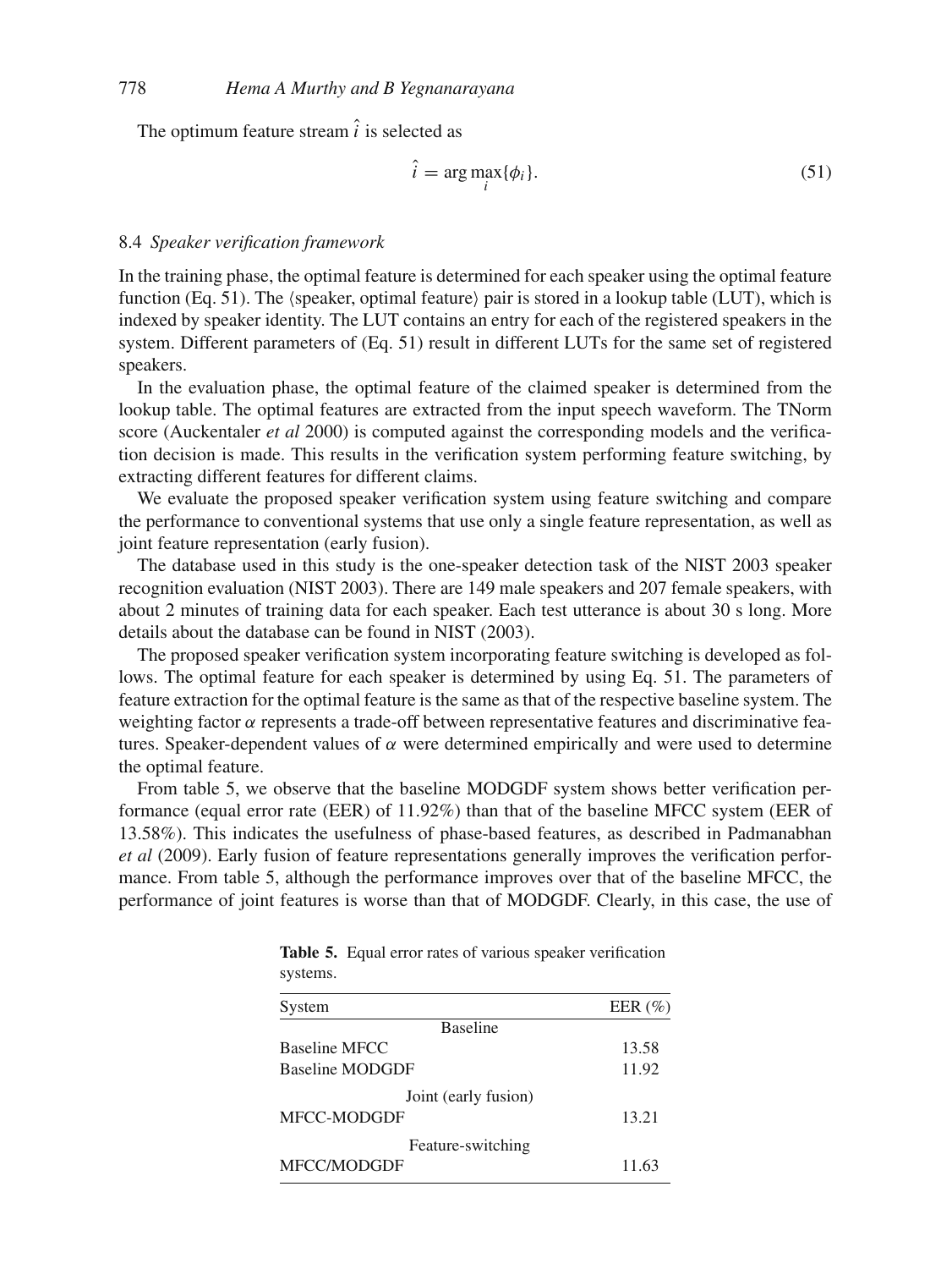The optimum feature stream $\hat{i}$ is selected as

$$\hat{i} = \arg\max_{i}\{\phi_i\}. \tag{51}$$

### 8.4 *Speaker verification framework*

In the training phase, the optimal feature is determined for each speaker using the optimal feature function (Eq. 51). The ⟨speaker, optimal feature⟩ pair is stored in a lookup table (LUT), which is indexed by speaker identity. The LUT contains an entry for each of the registered speakers in the system. Different parameters of (Eq. 51) result in different LUTs for the same set of registered speakers.

In the evaluation phase, the optimal feature of the claimed speaker is determined from the lookup table. The optimal features are extracted from the input speech waveform. The TNorm score (Auckentaler *et al* 2000) is computed against the corresponding models and the verification decision is made. This results in the verification system performing feature switching, by extracting different features for different claims.

We evaluate the proposed speaker verification system using feature switching and compare the performance to conventional systems that use only a single feature representation, as well as joint feature representation (early fusion).

The database used in this study is the one-speaker detection task of the NIST 2003 speaker recognition evaluation (NIST 2003). There are 149 male speakers and 207 female speakers, with about 2 minutes of training data for each speaker. Each test utterance is about 30 s long. More details about the database can be found in NIST (2003).

The proposed speaker verification system incorporating feature switching is developed as follows. The optimal feature for each speaker is determined by using Eq. 51. The parameters of feature extraction for the optimal feature is the same as that of the respective baseline system. The weighting factor $\alpha$ represents a trade-off between representative features and discriminative features. Speaker-dependent values of $\alpha$ were determined empirically and were used to determine the optimal feature.

From table 5, we observe that the baseline MODGDF system shows better verification performance (equal error rate (EER) of 11.92%) than that of the baseline MFCC system (EER of 13.58%). This indicates the usefulness of phase-based features, as described in Padmanabhan *et al* (2009). Early fusion of feature representations generally improves the verification performance. From table 5, although the performance improves over that of the baseline MFCC, the performance of joint features is worse than that of MODGDF. Clearly, in this case, the use of

**Table 5.** Equal error rates of various speaker verification systems.

| System | EER (%) |
|---|---|
| *Baseline* | |
| Baseline MFCC | 13.58 |
| Baseline MODGDF | 11.92 |
| *Joint (early fusion)* | |
| MFCC-MODGDF | 13.21 |
| *Feature-switching* | |
| MFCC/MODGDF | 11.63 |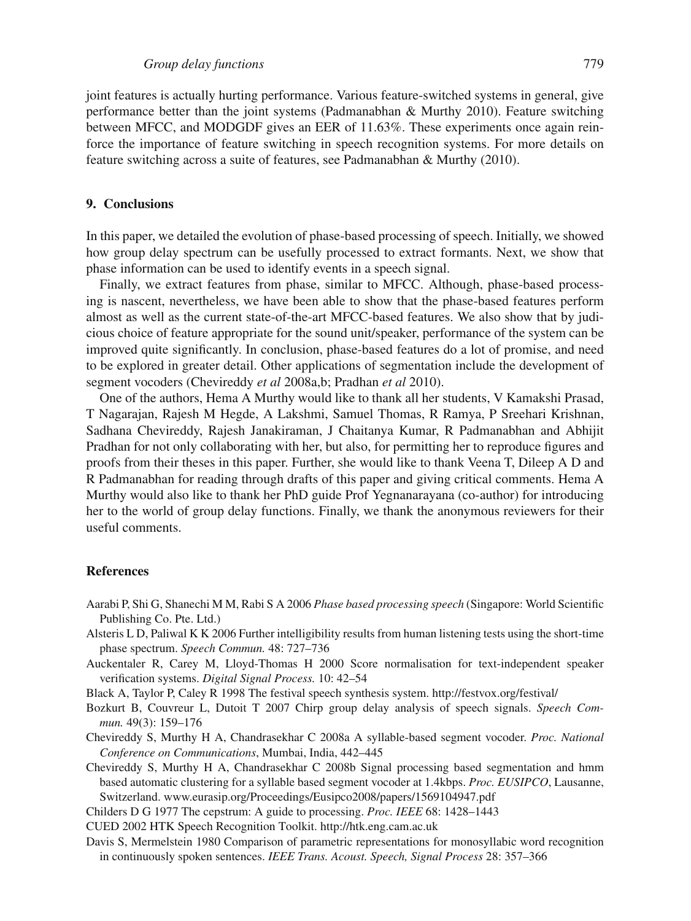joint features is actually hurting performance. Various feature-switched systems in general, give performance better than the joint systems (Padmanabhan & Murthy 2010). Feature switching between MFCC, and MODGDF gives an EER of 11.63%. These experiments once again reinforce the importance of feature switching in speech recognition systems. For more details on feature switching across a suite of features, see Padmanabhan & Murthy (2010).

## 9. Conclusions

In this paper, we detailed the evolution of phase-based processing of speech. Initially, we showed how group delay spectrum can be usefully processed to extract formants. Next, we show that phase information can be used to identify events in a speech signal.

Finally, we extract features from phase, similar to MFCC. Although, phase-based processing is nascent, nevertheless, we have been able to show that the phase-based features perform almost as well as the current state-of-the-art MFCC-based features. We also show that by judicious choice of feature appropriate for the sound unit/speaker, performance of the system can be improved quite significantly. In conclusion, phase-based features do a lot of promise, and need to be explored in greater detail. Other applications of segmentation include the development of segment vocoders (Chevireddy *et al* 2008a,b; Pradhan *et al* 2010).

One of the authors, Hema A Murthy would like to thank all her students, V Kamakshi Prasad, T Nagarajan, Rajesh M Hegde, A Lakshmi, Samuel Thomas, R Ramya, P Sreehari Krishnan, Sadhana Chevireddy, Rajesh Janakiraman, J Chaitanya Kumar, R Padmanabhan and Abhijit Pradhan for not only collaborating with her, but also, for permitting her to reproduce figures and proofs from their theses in this paper. Further, she would like to thank Veena T, Dileep A D and R Padmanabhan for reading through drafts of this paper and giving critical comments. Hema A Murthy would also like to thank her PhD guide Prof Yegnanarayana (co-author) for introducing her to the world of group delay functions. Finally, we thank the anonymous reviewers for their useful comments.

## References

Aarabi P, Shi G, Shanechi M M, Rabi S A 2006 *Phase based processing speech* (Singapore: World Scientific Publishing Co. Pte. Ltd.)

Alsteris L D, Paliwal K K 2006 Further intelligibility results from human listening tests using the short-time phase spectrum. *Speech Commun.* 48: 727–736

Auckentaler R, Carey M, Lloyd-Thomas H 2000 Score normalisation for text-independent speaker verification systems. *Digital Signal Process.* 10: 42–54

Black A, Taylor P, Caley R 1998 The festival speech synthesis system. http://festvox.org/festival/

Bozkurt B, Couvreur L, Dutoit T 2007 Chirp group delay analysis of speech signals. *Speech Commun.* 49(3): 159–176

Chevireddy S, Murthy H A, Chandrasekhar C 2008a A syllable-based segment vocoder. *Proc. National Conference on Communications*, Mumbai, India, 442–445

Chevireddy S, Murthy H A, Chandrasekhar C 2008b Signal processing based segmentation and hmm based automatic clustering for a syllable based segment vocoder at 1.4kbps. *Proc. EUSIPCO*, Lausanne, Switzerland. www.eurasip.org/Proceedings/Eusipco2008/papers/1569104947.pdf

Childers D G 1977 The cepstrum: A guide to processing. *Proc. IEEE* 68: 1428–1443

CUED 2002 HTK Speech Recognition Toolkit. http://htk.eng.cam.ac.uk

Davis S, Mermelstein 1980 Comparison of parametric representations for monosyllabic word recognition in continuously spoken sentences. *IEEE Trans. Acoust. Speech, Signal Process* 28: 357–366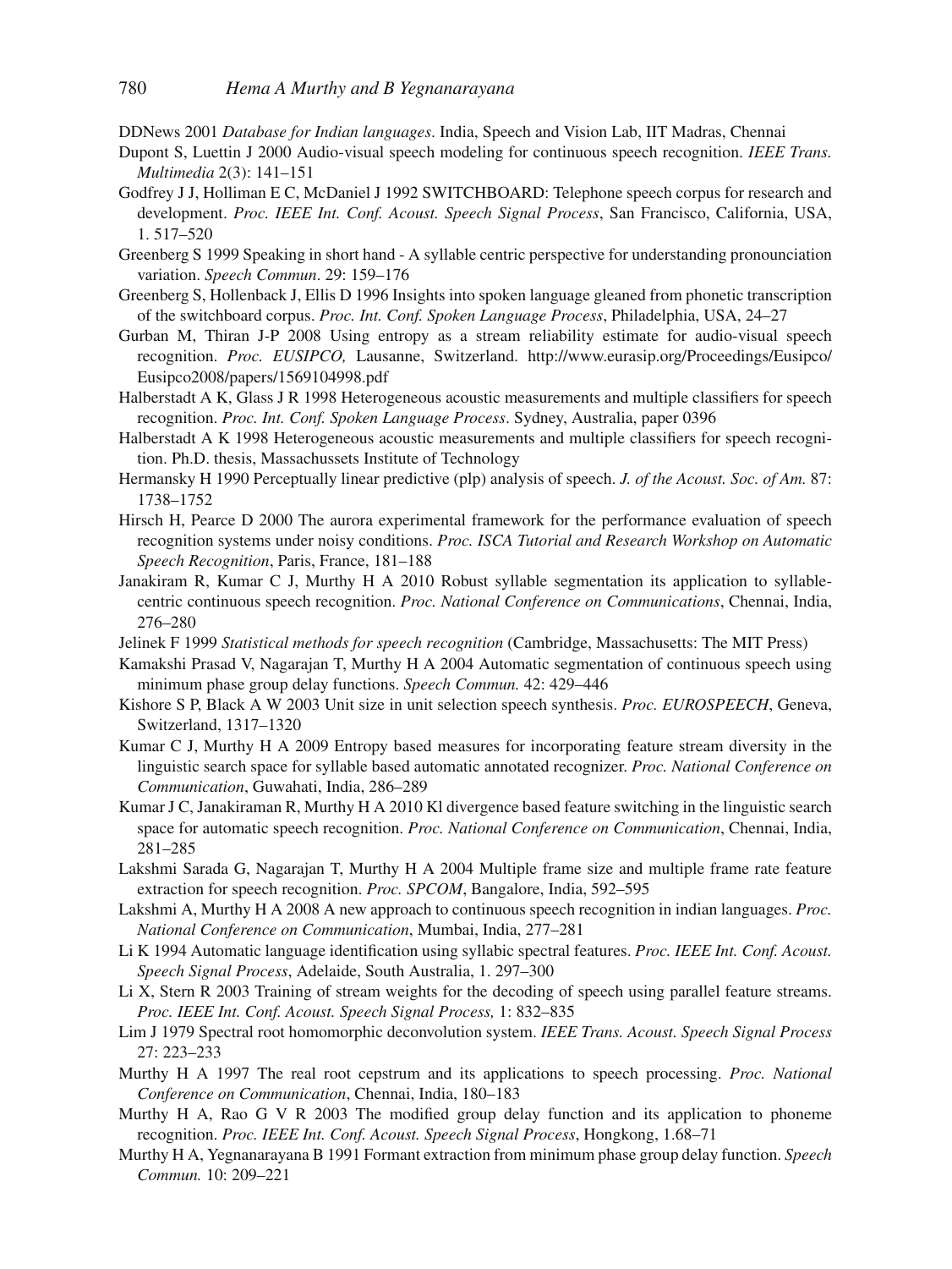DDNews 2001 *Database for Indian languages*. India, Speech and Vision Lab, IIT Madras, Chennai

Dupont S, Luettin J 2000 Audio-visual speech modeling for continuous speech recognition. *IEEE Trans. Multimedia* 2(3): 141–151

Godfrey J J, Holliman E C, McDaniel J 1992 SWITCHBOARD: Telephone speech corpus for research and development. *Proc. IEEE Int. Conf. Acoust. Speech Signal Process*, San Francisco, California, USA, 1. 517–520

Greenberg S 1999 Speaking in short hand - A syllable centric perspective for understanding pronounciation variation. *Speech Commun*. 29: 159–176

Greenberg S, Hollenback J, Ellis D 1996 Insights into spoken language gleaned from phonetic transcription of the switchboard corpus. *Proc. Int. Conf. Spoken Language Process*, Philadelphia, USA, 24–27

Gurban M, Thiran J-P 2008 Using entropy as a stream reliability estimate for audio-visual speech recognition. *Proc. EUSIPCO,* Lausanne, Switzerland. http://www.eurasip.org/Proceedings/Eusipco/Eusipco2008/papers/1569104998.pdf

Halberstadt A K, Glass J R 1998 Heterogeneous acoustic measurements and multiple classifiers for speech recognition. *Proc. Int. Conf. Spoken Language Process*. Sydney, Australia, paper 0396

Halberstadt A K 1998 Heterogeneous acoustic measurements and multiple classifiers for speech recognition. Ph.D. thesis, Massachussets Institute of Technology

Hermansky H 1990 Perceptually linear predictive (plp) analysis of speech. *J. of the Acoust. Soc. of Am.* 87: 1738–1752

Hirsch H, Pearce D 2000 The aurora experimental framework for the performance evaluation of speech recognition systems under noisy conditions. *Proc. ISCA Tutorial and Research Workshop on Automatic Speech Recognition*, Paris, France, 181–188

Janakiram R, Kumar C J, Murthy H A 2010 Robust syllable segmentation its application to syllable-centric continuous speech recognition. *Proc. National Conference on Communications*, Chennai, India, 276–280

Jelinek F 1999 *Statistical methods for speech recognition* (Cambridge, Massachusetts: The MIT Press)

Kamakshi Prasad V, Nagarajan T, Murthy H A 2004 Automatic segmentation of continuous speech using minimum phase group delay functions. *Speech Commun.* 42: 429–446

Kishore S P, Black A W 2003 Unit size in unit selection speech synthesis. *Proc. EUROSPEECH*, Geneva, Switzerland, 1317–1320

Kumar C J, Murthy H A 2009 Entropy based measures for incorporating feature stream diversity in the linguistic search space for syllable based automatic annotated recognizer. *Proc. National Conference on Communication*, Guwahati, India, 286–289

Kumar J C, Janakiraman R, Murthy H A 2010 Kl divergence based feature switching in the linguistic search space for automatic speech recognition. *Proc. National Conference on Communication*, Chennai, India, 281–285

Lakshmi Sarada G, Nagarajan T, Murthy H A 2004 Multiple frame size and multiple frame rate feature extraction for speech recognition. *Proc. SPCOM*, Bangalore, India, 592–595

Lakshmi A, Murthy H A 2008 A new approach to continuous speech recognition in indian languages. *Proc. National Conference on Communication*, Mumbai, India, 277–281

Li K 1994 Automatic language identification using syllabic spectral features. *Proc. IEEE Int. Conf. Acoust. Speech Signal Process*, Adelaide, South Australia, 1. 297–300

Li X, Stern R 2003 Training of stream weights for the decoding of speech using parallel feature streams. *Proc. IEEE Int. Conf. Acoust. Speech Signal Process,* 1: 832–835

Lim J 1979 Spectral root homomorphic deconvolution system. *IEEE Trans. Acoust. Speech Signal Process* 27: 223–233

Murthy H A 1997 The real root cepstrum and its applications to speech processing. *Proc. National Conference on Communication*, Chennai, India, 180–183

Murthy H A, Rao G V R 2003 The modified group delay function and its application to phoneme recognition. *Proc. IEEE Int. Conf. Acoust. Speech Signal Process*, Hongkong, 1.68–71

Murthy H A, Yegnanarayana B 1991 Formant extraction from minimum phase group delay function. *Speech Commun.* 10: 209–221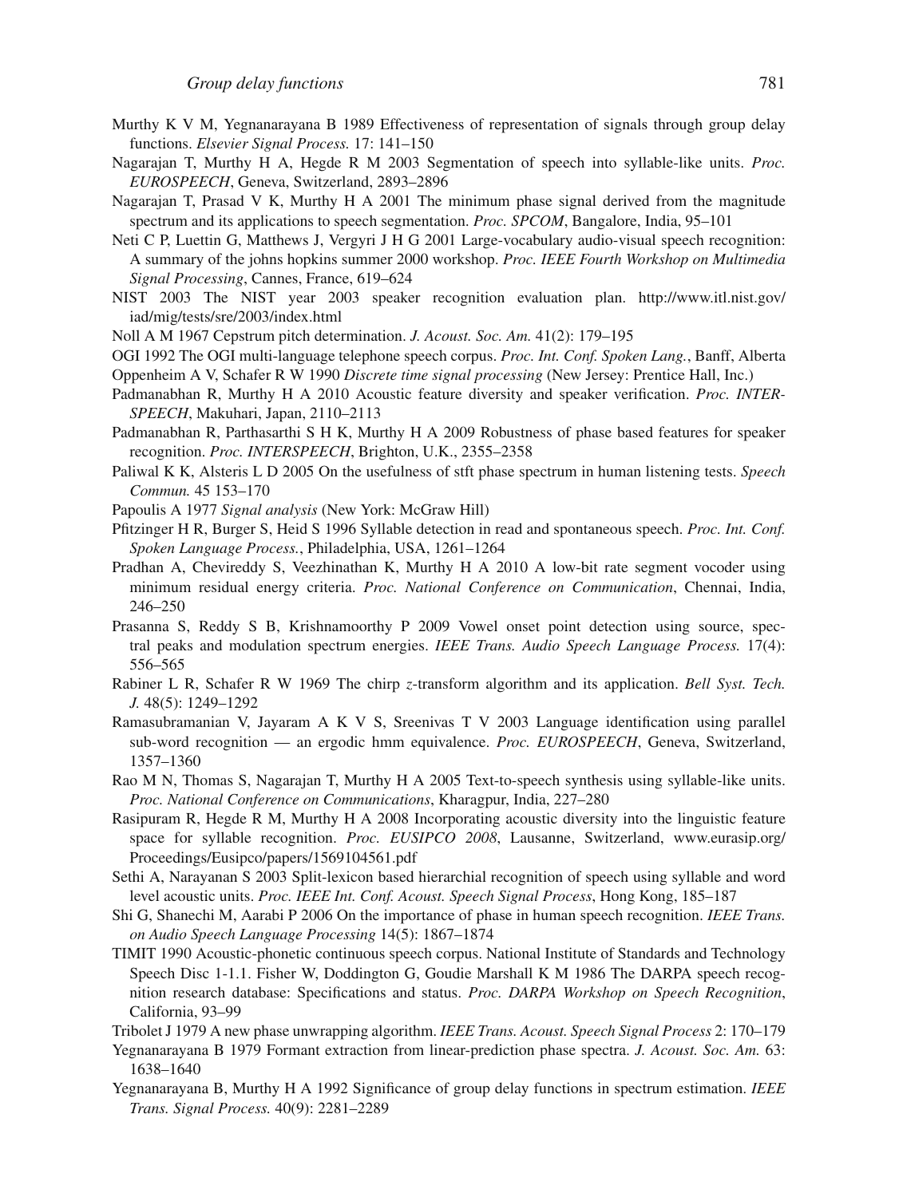Murthy K V M, Yegnanarayana B 1989 Effectiveness of representation of signals through group delay functions. *Elsevier Signal Process.* 17: 141–150

Nagarajan T, Murthy H A, Hegde R M 2003 Segmentation of speech into syllable-like units. *Proc. EUROSPEECH*, Geneva, Switzerland, 2893–2896

Nagarajan T, Prasad V K, Murthy H A 2001 The minimum phase signal derived from the magnitude spectrum and its applications to speech segmentation. *Proc. SPCOM*, Bangalore, India, 95–101

Neti C P, Luettin G, Matthews J, Vergyri J H G 2001 Large-vocabulary audio-visual speech recognition: A summary of the johns hopkins summer 2000 workshop. *Proc. IEEE Fourth Workshop on Multimedia Signal Processing*, Cannes, France, 619–624

NIST 2003 The NIST year 2003 speaker recognition evaluation plan. http://www.itl.nist.gov/iad/mig/tests/sre/2003/index.html

Noll A M 1967 Cepstrum pitch determination. *J. Acoust. Soc. Am.* 41(2): 179–195

OGI 1992 The OGI multi-language telephone speech corpus. *Proc. Int. Conf. Spoken Lang.*, Banff, Alberta

Oppenheim A V, Schafer R W 1990 *Discrete time signal processing* (New Jersey: Prentice Hall, Inc.)

Padmanabhan R, Murthy H A 2010 Acoustic feature diversity and speaker verification. *Proc. INTERSPEECH*, Makuhari, Japan, 2110–2113

Padmanabhan R, Parthasarthi S H K, Murthy H A 2009 Robustness of phase based features for speaker recognition. *Proc. INTERSPEECH*, Brighton, U.K., 2355–2358

Paliwal K K, Alsteris L D 2005 On the usefulness of stft phase spectrum in human listening tests. *Speech Commun.* 45 153–170

Papoulis A 1977 *Signal analysis* (New York: McGraw Hill)

Pfitzinger H R, Burger S, Heid S 1996 Syllable detection in read and spontaneous speech. *Proc. Int. Conf. Spoken Language Process.*, Philadelphia, USA, 1261–1264

Pradhan A, Chevireddy S, Veezhinathan K, Murthy H A 2010 A low-bit rate segment vocoder using minimum residual energy criteria. *Proc. National Conference on Communication*, Chennai, India, 246–250

Prasanna S, Reddy S B, Krishnamoorthy P 2009 Vowel onset point detection using source, spectral peaks and modulation spectrum energies. *IEEE Trans. Audio Speech Language Process.* 17(4): 556–565

Rabiner L R, Schafer R W 1969 The chirp *z*-transform algorithm and its application. *Bell Syst. Tech. J.* 48(5): 1249–1292

Ramasubramanian V, Jayaram A K V S, Sreenivas T V 2003 Language identification using parallel sub-word recognition — an ergodic hmm equivalence. *Proc. EUROSPEECH*, Geneva, Switzerland, 1357–1360

Rao M N, Thomas S, Nagarajan T, Murthy H A 2005 Text-to-speech synthesis using syllable-like units. *Proc. National Conference on Communications*, Kharagpur, India, 227–280

Rasipuram R, Hegde R M, Murthy H A 2008 Incorporating acoustic diversity into the linguistic feature space for syllable recognition. *Proc. EUSIPCO 2008*, Lausanne, Switzerland, www.eurasip.org/Proceedings/Eusipco/papers/1569104561.pdf

Sethi A, Narayanan S 2003 Split-lexicon based hierarchial recognition of speech using syllable and word level acoustic units. *Proc. IEEE Int. Conf. Acoust. Speech Signal Process*, Hong Kong, 185–187

Shi G, Shanechi M, Aarabi P 2006 On the importance of phase in human speech recognition. *IEEE Trans. on Audio Speech Language Processing* 14(5): 1867–1874

TIMIT 1990 Acoustic-phonetic continuous speech corpus. National Institute of Standards and Technology Speech Disc 1-1.1. Fisher W, Doddington G, Goudie Marshall K M 1986 The DARPA speech recognition research database: Specifications and status. *Proc. DARPA Workshop on Speech Recognition*, California, 93–99

Tribolet J 1979 A new phase unwrapping algorithm. *IEEE Trans. Acoust. Speech Signal Process* 2: 170–179

Yegnanarayana B 1979 Formant extraction from linear-prediction phase spectra. *J. Acoust. Soc. Am.* 63: 1638–1640

Yegnanarayana B, Murthy H A 1992 Significance of group delay functions in spectrum estimation. *IEEE Trans. Signal Process.* 40(9): 2281–2289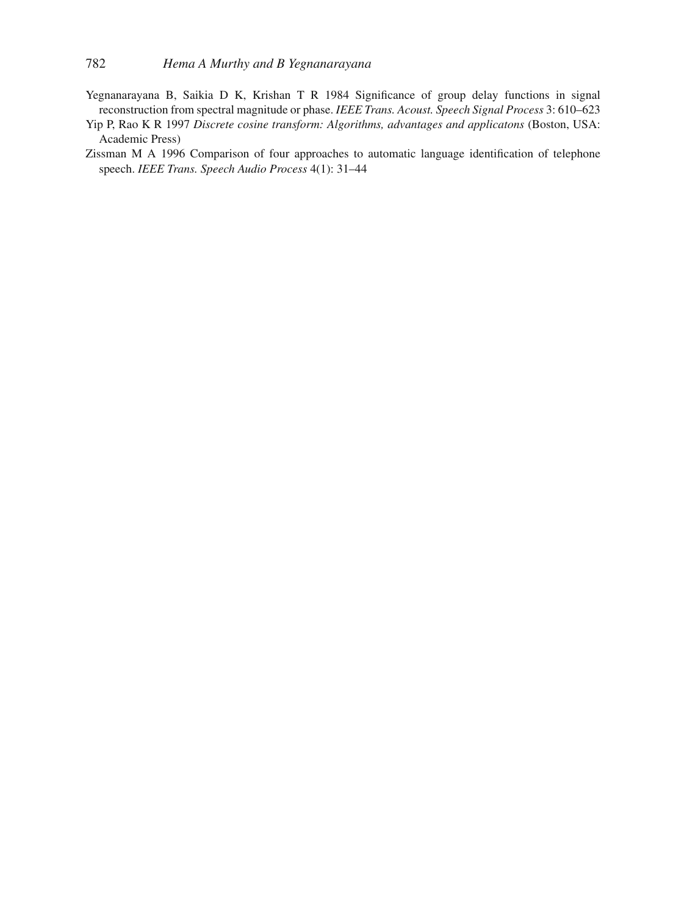Yegnanarayana B, Saikia D K, Krishan T R 1984 Significance of group delay functions in signal reconstruction from spectral magnitude or phase. *IEEE Trans. Acoust. Speech Signal Process* 3: 610–623

Yip P, Rao K R 1997 *Discrete cosine transform: Algorithms, advantages and applicatons* (Boston, USA: Academic Press)

Zissman M A 1996 Comparison of four approaches to automatic language identification of telephone speech. *IEEE Trans. Speech Audio Process* 4(1): 31–44